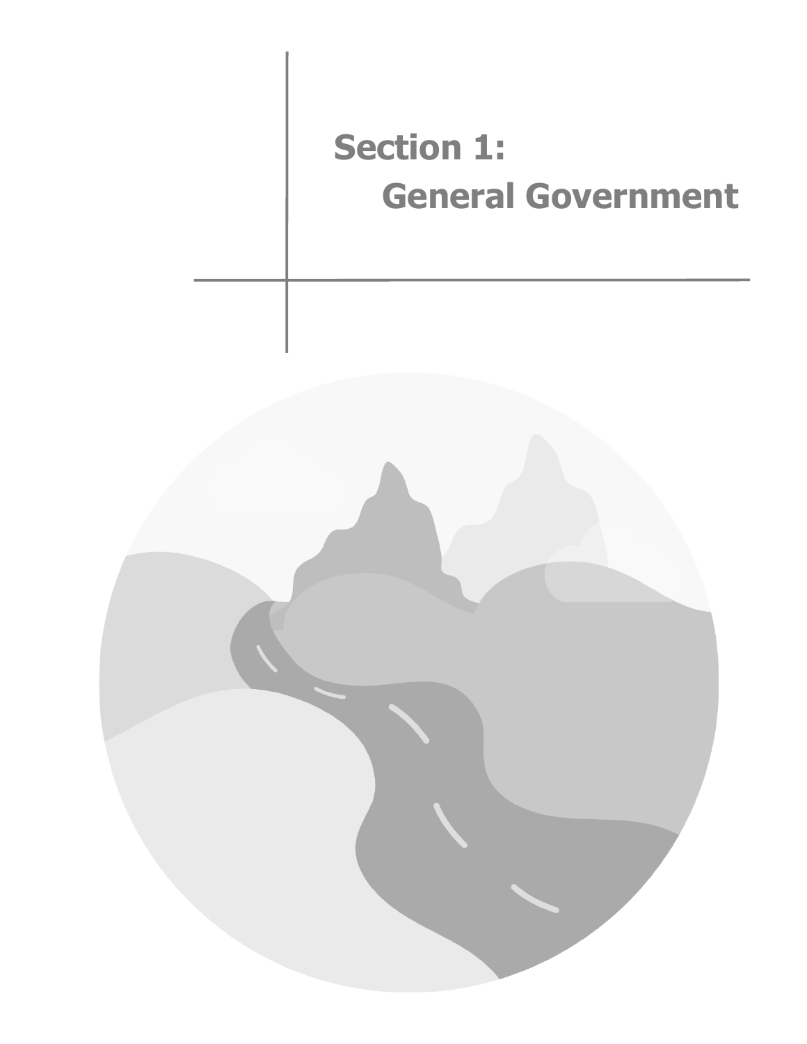# Section 1: General Government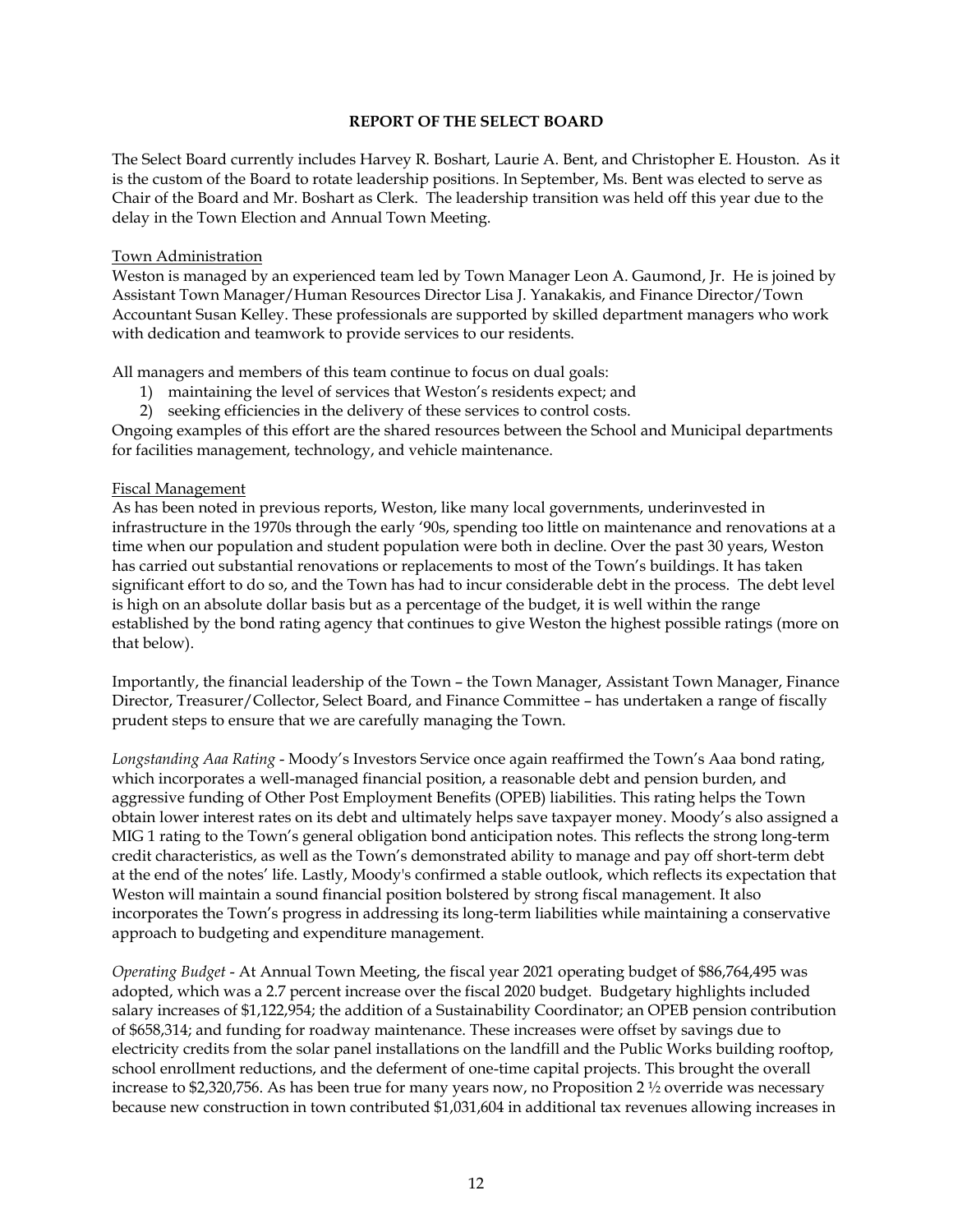## REPORT OF THE SELECT BOARD

The Select Board currently includes Harvey R. Boshart, Laurie A. Bent, and Christopher E. Houston. As it is the custom of the Board to rotate leadership positions. In September, Ms. Bent was elected to serve as Chair of the Board and Mr. Boshart as Clerk. The leadership transition was held off this year due to the delay in the Town Election and Annual Town Meeting.

### Town Administration

Weston is managed by an experienced team led by Town Manager Leon A. Gaumond, Jr. He is joined by Assistant Town Manager/Human Resources Director Lisa J. Yanakakis, and Finance Director/Town Accountant Susan Kelley. These professionals are supported by skilled department managers who work with dedication and teamwork to provide services to our residents.

All managers and members of this team continue to focus on dual goals:

1) maintaining the level of services that Weston's residents expect; and
2) seeking efficiencies in the delivery of these services to control costs.

Ongoing examples of this effort are the shared resources between the School and Municipal departments for facilities management, technology, and vehicle maintenance.

### Fiscal Management

As has been noted in previous reports, Weston, like many local governments, underinvested in infrastructure in the 1970s through the early '90s, spending too little on maintenance and renovations at a time when our population and student population were both in decline. Over the past 30 years, Weston has carried out substantial renovations or replacements to most of the Town's buildings. It has taken significant effort to do so, and the Town has had to incur considerable debt in the process. The debt level is high on an absolute dollar basis but as a percentage of the budget, it is well within the range established by the bond rating agency that continues to give Weston the highest possible ratings (more on that below).

Importantly, the financial leadership of the Town – the Town Manager, Assistant Town Manager, Finance Director, Treasurer/Collector, Select Board, and Finance Committee – has undertaken a range of fiscally prudent steps to ensure that we are carefully managing the Town.

*Longstanding Aaa Rating* - Moody's Investors Service once again reaffirmed the Town's Aaa bond rating, which incorporates a well-managed financial position, a reasonable debt and pension burden, and aggressive funding of Other Post Employment Benefits (OPEB) liabilities. This rating helps the Town obtain lower interest rates on its debt and ultimately helps save taxpayer money. Moody's also assigned a MIG 1 rating to the Town's general obligation bond anticipation notes. This reflects the strong long-term credit characteristics, as well as the Town's demonstrated ability to manage and pay off short-term debt at the end of the notes' life. Lastly, Moody's confirmed a stable outlook, which reflects its expectation that Weston will maintain a sound financial position bolstered by strong fiscal management. It also incorporates the Town's progress in addressing its long-term liabilities while maintaining a conservative approach to budgeting and expenditure management.

*Operating Budget* - At Annual Town Meeting, the fiscal year 2021 operating budget of $86,764,495 was adopted, which was a 2.7 percent increase over the fiscal 2020 budget. Budgetary highlights included salary increases of $1,122,954; the addition of a Sustainability Coordinator; an OPEB pension contribution of $658,314; and funding for roadway maintenance. These increases were offset by savings due to electricity credits from the solar panel installations on the landfill and the Public Works building rooftop, school enrollment reductions, and the deferment of one-time capital projects. This brought the overall increase to $2,320,756. As has been true for many years now, no Proposition 2 ½ override was necessary because new construction in town contributed $1,031,604 in additional tax revenues allowing increases in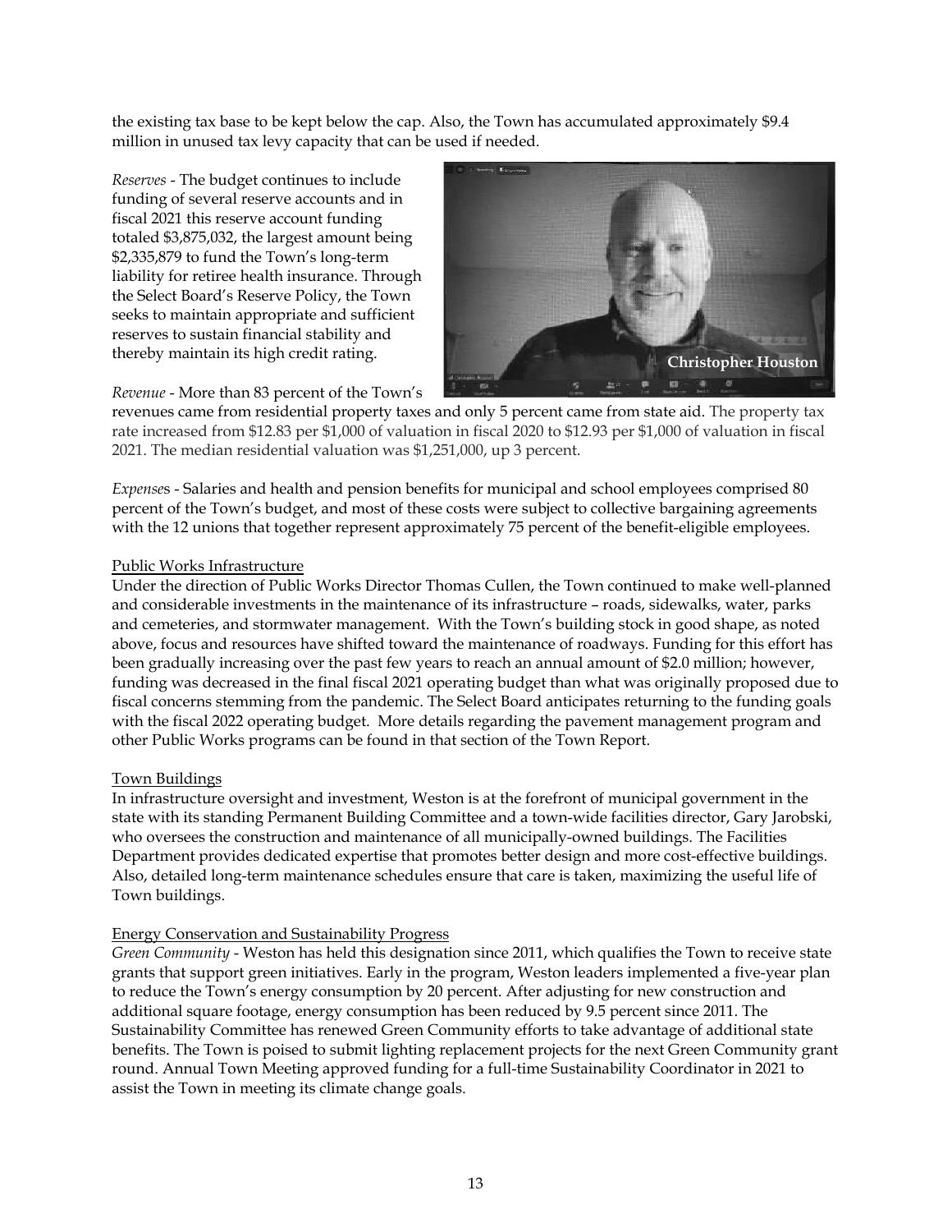the existing tax base to be kept below the cap. Also, the Town has accumulated approximately $9.4 million in unused tax levy capacity that can be used if needed.

*Reserves* - The budget continues to include funding of several reserve accounts and in fiscal 2021 this reserve account funding totaled $3,875,032, the largest amount being $2,335,879 to fund the Town's long-term liability for retiree health insurance. Through the Select Board's Reserve Policy, the Town seeks to maintain appropriate and sufficient reserves to sustain financial stability and thereby maintain its high credit rating.

**Christopher Houston**

*Revenue* - More than 83 percent of the Town's revenues came from residential property taxes and only 5 percent came from state aid. The property tax rate increased from $12.83 per $1,000 of valuation in fiscal 2020 to $12.93 per $1,000 of valuation in fiscal 2021. The median residential valuation was $1,251,000, up 3 percent.

*Expenses* - Salaries and health and pension benefits for municipal and school employees comprised 80 percent of the Town's budget, and most of these costs were subject to collective bargaining agreements with the 12 unions that together represent approximately 75 percent of the benefit-eligible employees.

## Public Works Infrastructure

Under the direction of Public Works Director Thomas Cullen, the Town continued to make well-planned and considerable investments in the maintenance of its infrastructure – roads, sidewalks, water, parks and cemeteries, and stormwater management. With the Town's building stock in good shape, as noted above, focus and resources have shifted toward the maintenance of roadways. Funding for this effort has been gradually increasing over the past few years to reach an annual amount of $2.0 million; however, funding was decreased in the final fiscal 2021 operating budget than what was originally proposed due to fiscal concerns stemming from the pandemic. The Select Board anticipates returning to the funding goals with the fiscal 2022 operating budget. More details regarding the pavement management program and other Public Works programs can be found in that section of the Town Report.

## Town Buildings

In infrastructure oversight and investment, Weston is at the forefront of municipal government in the state with its standing Permanent Building Committee and a town-wide facilities director, Gary Jarobski, who oversees the construction and maintenance of all municipally-owned buildings. The Facilities Department provides dedicated expertise that promotes better design and more cost-effective buildings. Also, detailed long-term maintenance schedules ensure that care is taken, maximizing the useful life of Town buildings.

## Energy Conservation and Sustainability Progress

*Green Community* - Weston has held this designation since 2011, which qualifies the Town to receive state grants that support green initiatives. Early in the program, Weston leaders implemented a five-year plan to reduce the Town's energy consumption by 20 percent. After adjusting for new construction and additional square footage, energy consumption has been reduced by 9.5 percent since 2011. The Sustainability Committee has renewed Green Community efforts to take advantage of additional state benefits. The Town is poised to submit lighting replacement projects for the next Green Community grant round. Annual Town Meeting approved funding for a full-time Sustainability Coordinator in 2021 to assist the Town in meeting its climate change goals.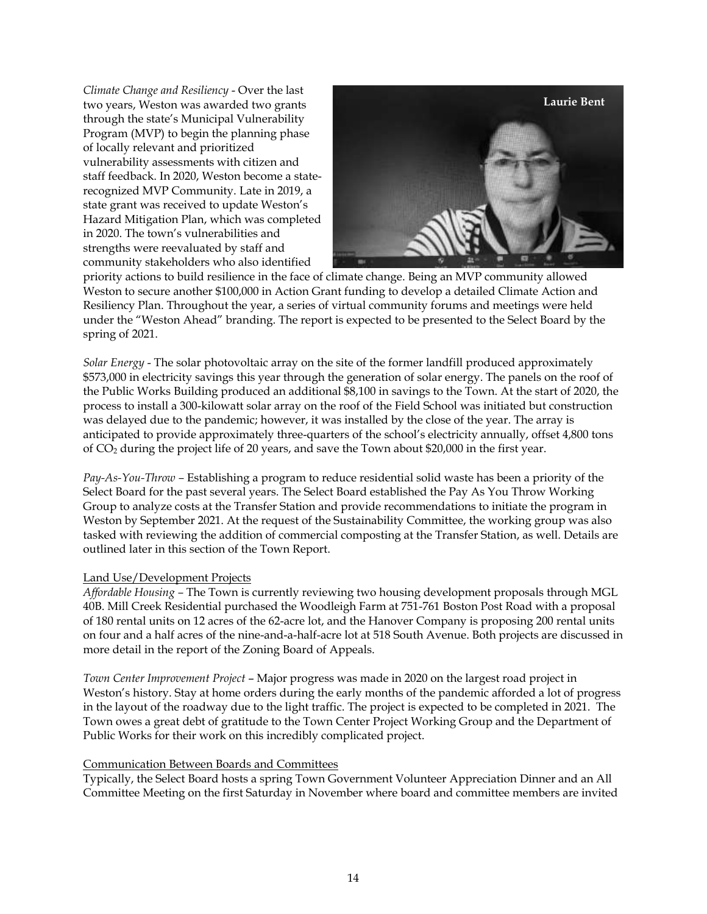*Climate Change and Resiliency* - Over the last two years, Weston was awarded two grants through the state's Municipal Vulnerability Program (MVP) to begin the planning phase of locally relevant and prioritized vulnerability assessments with citizen and staff feedback. In 2020, Weston become a state-recognized MVP Community. Late in 2019, a state grant was received to update Weston's Hazard Mitigation Plan, which was completed in 2020. The town's vulnerabilities and strengths were reevaluated by staff and community stakeholders who also identified priority actions to build resilience in the face of climate change. Being an MVP community allowed Weston to secure another $100,000 in Action Grant funding to develop a detailed Climate Action and Resiliency Plan. Throughout the year, a series of virtual community forums and meetings were held under the "Weston Ahead" branding. The report is expected to be presented to the Select Board by the spring of 2021.

Laurie Bent

*Solar Energy* - The solar photovoltaic array on the site of the former landfill produced approximately $573,000 in electricity savings this year through the generation of solar energy. The panels on the roof of the Public Works Building produced an additional $8,100 in savings to the Town. At the start of 2020, the process to install a 300-kilowatt solar array on the roof of the Field School was initiated but construction was delayed due to the pandemic; however, it was installed by the close of the year. The array is anticipated to provide approximately three-quarters of the school's electricity annually, offset 4,800 tons of $CO_2$ during the project life of 20 years, and save the Town about $20,000 in the first year.

*Pay-As-You-Throw* – Establishing a program to reduce residential solid waste has been a priority of the Select Board for the past several years. The Select Board established the Pay As You Throw Working Group to analyze costs at the Transfer Station and provide recommendations to initiate the program in Weston by September 2021. At the request of the Sustainability Committee, the working group was also tasked with reviewing the addition of commercial composting at the Transfer Station, as well. Details are outlined later in this section of the Town Report.

<u>Land Use/Development Projects</u>

*Affordable Housing* – The Town is currently reviewing two housing development proposals through MGL 40B. Mill Creek Residential purchased the Woodleigh Farm at 751-761 Boston Post Road with a proposal of 180 rental units on 12 acres of the 62-acre lot, and the Hanover Company is proposing 200 rental units on four and a half acres of the nine-and-a-half-acre lot at 518 South Avenue. Both projects are discussed in more detail in the report of the Zoning Board of Appeals.

*Town Center Improvement Project* – Major progress was made in 2020 on the largest road project in Weston's history. Stay at home orders during the early months of the pandemic afforded a lot of progress in the layout of the roadway due to the light traffic. The project is expected to be completed in 2021. The Town owes a great debt of gratitude to the Town Center Project Working Group and the Department of Public Works for their work on this incredibly complicated project.

<u>Communication Between Boards and Committees</u>

Typically, the Select Board hosts a spring Town Government Volunteer Appreciation Dinner and an All Committee Meeting on the first Saturday in November where board and committee members are invited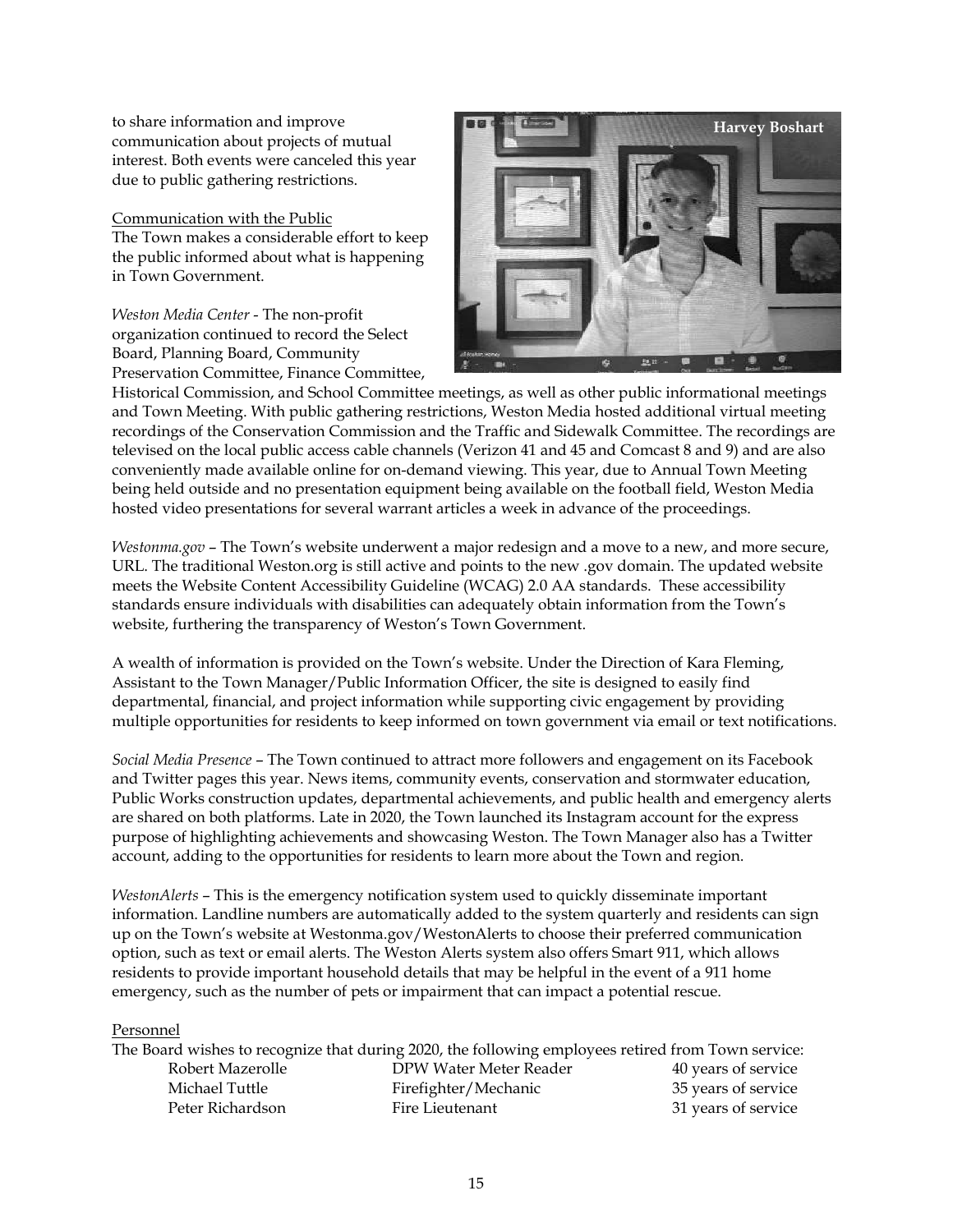to share information and improve communication about projects of mutual interest. Both events were canceled this year due to public gathering restrictions.

Harvey Boshart

<u>Communication with the Public</u>

The Town makes a considerable effort to keep the public informed about what is happening in Town Government.

*Weston Media Center* - The non-profit organization continued to record the Select Board, Planning Board, Community Preservation Committee, Finance Committee, Historical Commission, and School Committee meetings, as well as other public informational meetings and Town Meeting. With public gathering restrictions, Weston Media hosted additional virtual meeting recordings of the Conservation Commission and the Traffic and Sidewalk Committee. The recordings are televised on the local public access cable channels (Verizon 41 and 45 and Comcast 8 and 9) and are also conveniently made available online for on-demand viewing. This year, due to Annual Town Meeting being held outside and no presentation equipment being available on the football field, Weston Media hosted video presentations for several warrant articles a week in advance of the proceedings.

*Westonma.gov* – The Town's website underwent a major redesign and a move to a new, and more secure, URL. The traditional Weston.org is still active and points to the new .gov domain. The updated website meets the Website Content Accessibility Guideline (WCAG) 2.0 AA standards. These accessibility standards ensure individuals with disabilities can adequately obtain information from the Town's website, furthering the transparency of Weston's Town Government.

A wealth of information is provided on the Town's website. Under the Direction of Kara Fleming, Assistant to the Town Manager/Public Information Officer, the site is designed to easily find departmental, financial, and project information while supporting civic engagement by providing multiple opportunities for residents to keep informed on town government via email or text notifications.

*Social Media Presence* – The Town continued to attract more followers and engagement on its Facebook and Twitter pages this year. News items, community events, conservation and stormwater education, Public Works construction updates, departmental achievements, and public health and emergency alerts are shared on both platforms. Late in 2020, the Town launched its Instagram account for the express purpose of highlighting achievements and showcasing Weston. The Town Manager also has a Twitter account, adding to the opportunities for residents to learn more about the Town and region.

*WestonAlerts* – This is the emergency notification system used to quickly disseminate important information. Landline numbers are automatically added to the system quarterly and residents can sign up on the Town's website at Westonma.gov/WestonAlerts to choose their preferred communication option, such as text or email alerts. The Weston Alerts system also offers Smart 911, which allows residents to provide important household details that may be helpful in the event of a 911 home emergency, such as the number of pets or impairment that can impact a potential rescue.

<u>Personnel</u>

The Board wishes to recognize that during 2020, the following employees retired from Town service:

| | | |
|---|---|---|
| Robert Mazerolle | DPW Water Meter Reader | 40 years of service |
| Michael Tuttle | Firefighter/Mechanic | 35 years of service |
| Peter Richardson | Fire Lieutenant | 31 years of service |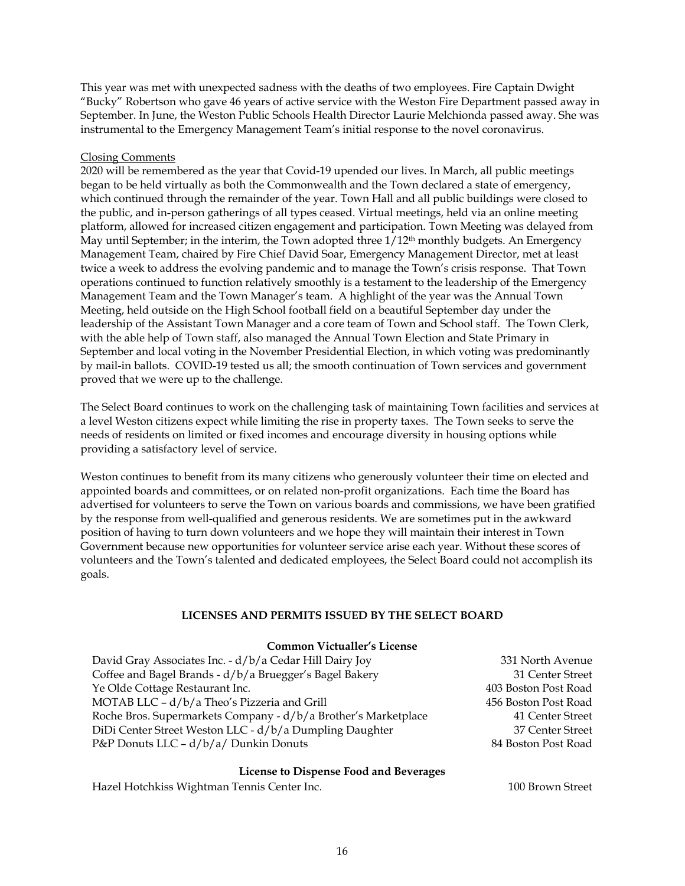This year was met with unexpected sadness with the deaths of two employees. Fire Captain Dwight "Bucky" Robertson who gave 46 years of active service with the Weston Fire Department passed away in September. In June, the Weston Public Schools Health Director Laurie Melchionda passed away. She was instrumental to the Emergency Management Team's initial response to the novel coronavirus.

Closing Comments

2020 will be remembered as the year that Covid-19 upended our lives. In March, all public meetings began to be held virtually as both the Commonwealth and the Town declared a state of emergency, which continued through the remainder of the year. Town Hall and all public buildings were closed to the public, and in-person gatherings of all types ceased. Virtual meetings, held via an online meeting platform, allowed for increased citizen engagement and participation. Town Meeting was delayed from May until September; in the interim, the Town adopted three 1/12th monthly budgets. An Emergency Management Team, chaired by Fire Chief David Soar, Emergency Management Director, met at least twice a week to address the evolving pandemic and to manage the Town's crisis response. That Town operations continued to function relatively smoothly is a testament to the leadership of the Emergency Management Team and the Town Manager's team. A highlight of the year was the Annual Town Meeting, held outside on the High School football field on a beautiful September day under the leadership of the Assistant Town Manager and a core team of Town and School staff. The Town Clerk, with the able help of Town staff, also managed the Annual Town Election and State Primary in September and local voting in the November Presidential Election, in which voting was predominantly by mail-in ballots. COVID-19 tested us all; the smooth continuation of Town services and government proved that we were up to the challenge.

The Select Board continues to work on the challenging task of maintaining Town facilities and services at a level Weston citizens expect while limiting the rise in property taxes. The Town seeks to serve the needs of residents on limited or fixed incomes and encourage diversity in housing options while providing a satisfactory level of service.

Weston continues to benefit from its many citizens who generously volunteer their time on elected and appointed boards and committees, or on related non-profit organizations. Each time the Board has advertised for volunteers to serve the Town on various boards and commissions, we have been gratified by the response from well-qualified and generous residents. We are sometimes put in the awkward position of having to turn down volunteers and we hope they will maintain their interest in Town Government because new opportunities for volunteer service arise each year. Without these scores of volunteers and the Town's talented and dedicated employees, the Select Board could not accomplish its goals.

## LICENSES AND PERMITS ISSUED BY THE SELECT BOARD

### Common Victualler's License

| | |
|---|---|
| David Gray Associates Inc. - d/b/a Cedar Hill Dairy Joy | 331 North Avenue |
| Coffee and Bagel Brands - d/b/a Bruegger's Bagel Bakery | 31 Center Street |
| Ye Olde Cottage Restaurant Inc. | 403 Boston Post Road |
| MOTAB LLC – d/b/a Theo's Pizzeria and Grill | 456 Boston Post Road |
| Roche Bros. Supermarkets Company - d/b/a Brother's Marketplace | 41 Center Street |
| DiDi Center Street Weston LLC - d/b/a Dumpling Daughter | 37 Center Street |
| P&P Donuts LLC – d/b/a/ Dunkin Donuts | 84 Boston Post Road |

### License to Dispense Food and Beverages

| | |
|---|---|
| Hazel Hotchkiss Wightman Tennis Center Inc. | 100 Brown Street |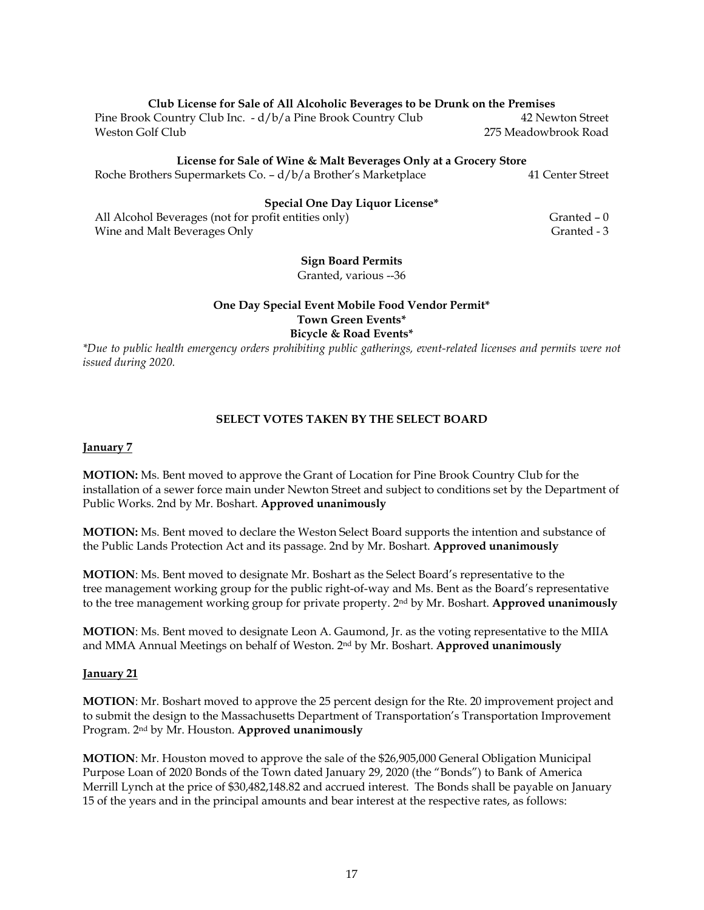**Club License for Sale of All Alcoholic Beverages to be Drunk on the Premises**

| | |
|---|---|
| Pine Brook Country Club Inc. - d/b/a Pine Brook Country Club | 42 Newton Street |
| Weston Golf Club | 275 Meadowbrook Road |

**License for Sale of Wine & Malt Beverages Only at a Grocery Store**

| | |
|---|---|
| Roche Brothers Supermarkets Co. – d/b/a Brother's Marketplace | 41 Center Street |

**Special One Day Liquor License***

| | |
|---|---|
| All Alcohol Beverages (not for profit entities only) | Granted – 0 |
| Wine and Malt Beverages Only | Granted - 3 |

**Sign Board Permits**

Granted, various --36

**One Day Special Event Mobile Food Vendor Permit***
**Town Green Events***
**Bicycle & Road Events***

*\*Due to public health emergency orders prohibiting public gatherings, event-related licenses and permits were not issued during 2020.*

## SELECT VOTES TAKEN BY THE SELECT BOARD

**January 7**

**MOTION:** Ms. Bent moved to approve the Grant of Location for Pine Brook Country Club for the installation of a sewer force main under Newton Street and subject to conditions set by the Department of Public Works. 2nd by Mr. Boshart. **Approved unanimously**

**MOTION:** Ms. Bent moved to declare the Weston Select Board supports the intention and substance of the Public Lands Protection Act and its passage. 2nd by Mr. Boshart. **Approved unanimously**

**MOTION**: Ms. Bent moved to designate Mr. Boshart as the Select Board's representative to the tree management working group for the public right-of-way and Ms. Bent as the Board's representative to the tree management working group for private property. 2nd by Mr. Boshart. **Approved unanimously**

**MOTION**: Ms. Bent moved to designate Leon A. Gaumond, Jr. as the voting representative to the MIIA and MMA Annual Meetings on behalf of Weston. 2nd by Mr. Boshart. **Approved unanimously**

**January 21**

**MOTION**: Mr. Boshart moved to approve the 25 percent design for the Rte. 20 improvement project and to submit the design to the Massachusetts Department of Transportation's Transportation Improvement Program. 2nd by Mr. Houston. **Approved unanimously**

**MOTION**: Mr. Houston moved to approve the sale of the $26,905,000 General Obligation Municipal Purpose Loan of 2020 Bonds of the Town dated January 29, 2020 (the "Bonds") to Bank of America Merrill Lynch at the price of $30,482,148.82 and accrued interest. The Bonds shall be payable on January 15 of the years and in the principal amounts and bear interest at the respective rates, as follows: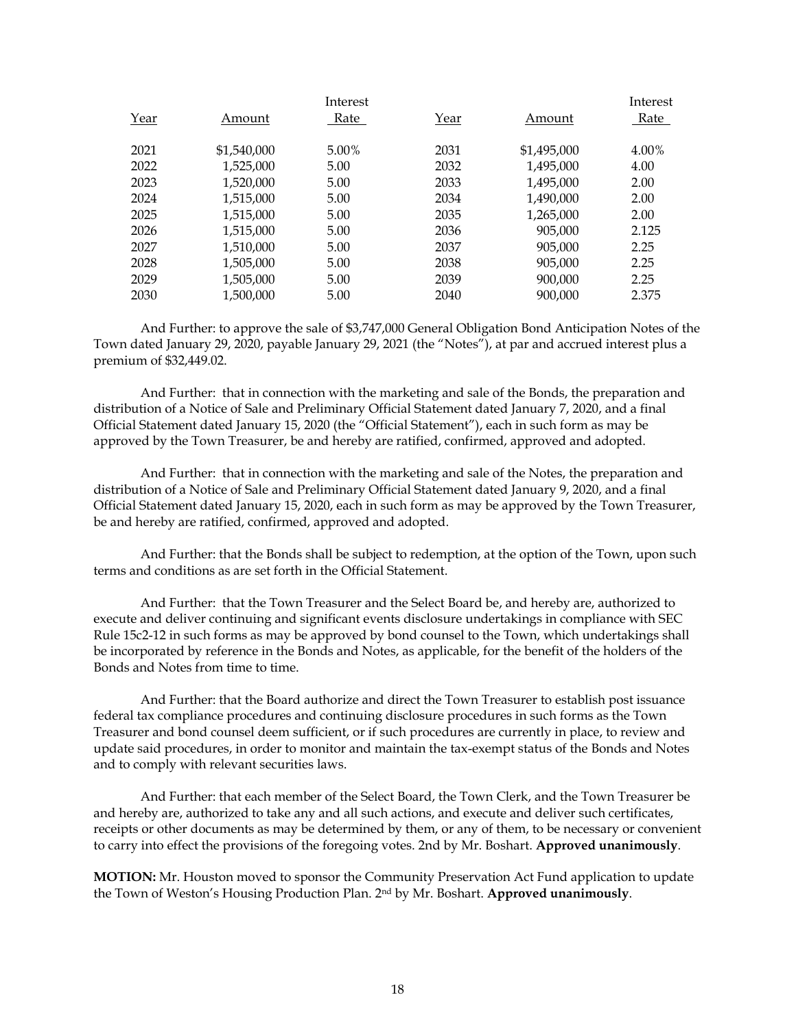| Year | Amount | Interest Rate | Year | Amount | Interest Rate |
|---|---|---|---|---|---|
| 2021 | $1,540,000 | 5.00% | 2031 | $1,495,000 | 4.00% |
| 2022 | 1,525,000 | 5.00 | 2032 | 1,495,000 | 4.00 |
| 2023 | 1,520,000 | 5.00 | 2033 | 1,495,000 | 2.00 |
| 2024 | 1,515,000 | 5.00 | 2034 | 1,490,000 | 2.00 |
| 2025 | 1,515,000 | 5.00 | 2035 | 1,265,000 | 2.00 |
| 2026 | 1,515,000 | 5.00 | 2036 | 905,000 | 2.125 |
| 2027 | 1,510,000 | 5.00 | 2037 | 905,000 | 2.25 |
| 2028 | 1,505,000 | 5.00 | 2038 | 905,000 | 2.25 |
| 2029 | 1,505,000 | 5.00 | 2039 | 900,000 | 2.25 |
| 2030 | 1,500,000 | 5.00 | 2040 | 900,000 | 2.375 |

And Further: to approve the sale of $3,747,000 General Obligation Bond Anticipation Notes of the Town dated January 29, 2020, payable January 29, 2021 (the "Notes"), at par and accrued interest plus a premium of $32,449.02.

And Further: that in connection with the marketing and sale of the Bonds, the preparation and distribution of a Notice of Sale and Preliminary Official Statement dated January 7, 2020, and a final Official Statement dated January 15, 2020 (the "Official Statement"), each in such form as may be approved by the Town Treasurer, be and hereby are ratified, confirmed, approved and adopted.

And Further: that in connection with the marketing and sale of the Notes, the preparation and distribution of a Notice of Sale and Preliminary Official Statement dated January 9, 2020, and a final Official Statement dated January 15, 2020, each in such form as may be approved by the Town Treasurer, be and hereby are ratified, confirmed, approved and adopted.

And Further: that the Bonds shall be subject to redemption, at the option of the Town, upon such terms and conditions as are set forth in the Official Statement.

And Further: that the Town Treasurer and the Select Board be, and hereby are, authorized to execute and deliver continuing and significant events disclosure undertakings in compliance with SEC Rule 15c2-12 in such forms as may be approved by bond counsel to the Town, which undertakings shall be incorporated by reference in the Bonds and Notes, as applicable, for the benefit of the holders of the Bonds and Notes from time to time.

And Further: that the Board authorize and direct the Town Treasurer to establish post issuance federal tax compliance procedures and continuing disclosure procedures in such forms as the Town Treasurer and bond counsel deem sufficient, or if such procedures are currently in place, to review and update said procedures, in order to monitor and maintain the tax-exempt status of the Bonds and Notes and to comply with relevant securities laws.

And Further: that each member of the Select Board, the Town Clerk, and the Town Treasurer be and hereby are, authorized to take any and all such actions, and execute and deliver such certificates, receipts or other documents as may be determined by them, or any of them, to be necessary or convenient to carry into effect the provisions of the foregoing votes. 2nd by Mr. Boshart. **Approved unanimously**.

**MOTION:** Mr. Houston moved to sponsor the Community Preservation Act Fund application to update the Town of Weston's Housing Production Plan. 2nd by Mr. Boshart. **Approved unanimously**.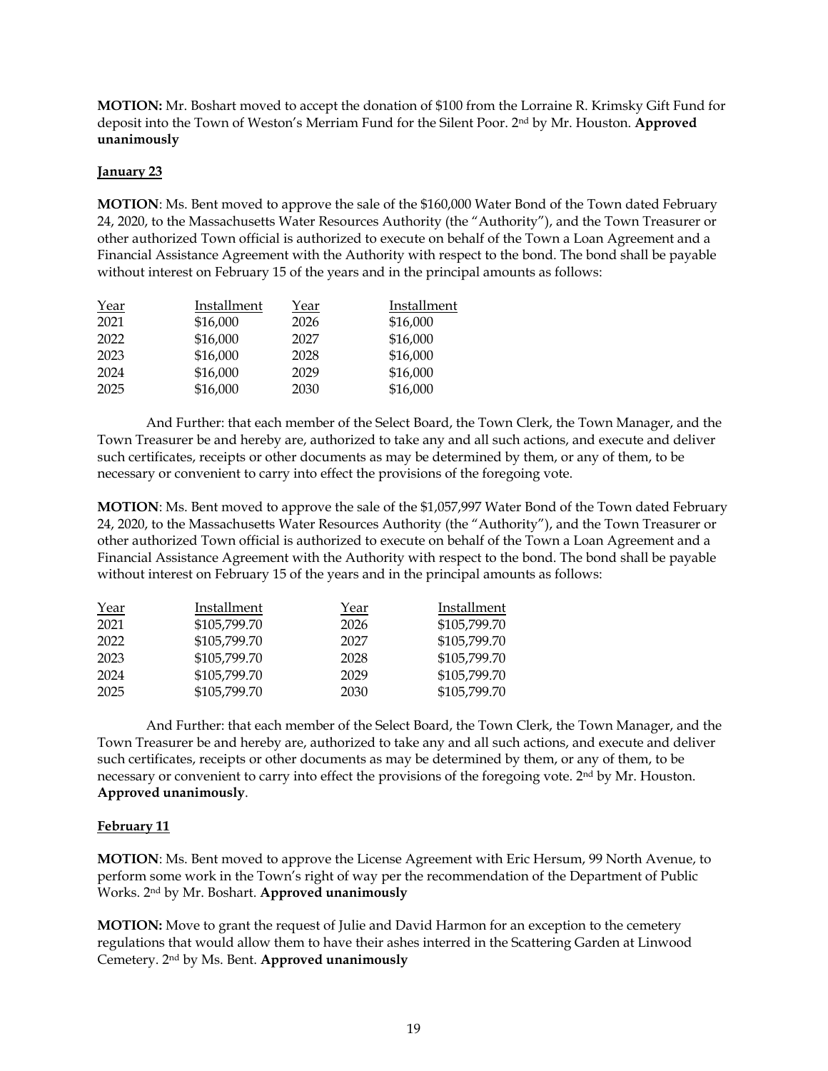**MOTION:** Mr. Boshart moved to accept the donation of $100 from the Lorraine R. Krimsky Gift Fund for deposit into the Town of Weston's Merriam Fund for the Silent Poor. 2nd by Mr. Houston. **Approved unanimously**

**January 23**

**MOTION**: Ms. Bent moved to approve the sale of the $160,000 Water Bond of the Town dated February 24, 2020, to the Massachusetts Water Resources Authority (the "Authority"), and the Town Treasurer or other authorized Town official is authorized to execute on behalf of the Town a Loan Agreement and a Financial Assistance Agreement with the Authority with respect to the bond. The bond shall be payable without interest on February 15 of the years and in the principal amounts as follows:

| Year | Installment | Year | Installment |
|---|---|---|---|
| 2021 | $16,000 | 2026 | $16,000 |
| 2022 | $16,000 | 2027 | $16,000 |
| 2023 | $16,000 | 2028 | $16,000 |
| 2024 | $16,000 | 2029 | $16,000 |
| 2025 | $16,000 | 2030 | $16,000 |

And Further: that each member of the Select Board, the Town Clerk, the Town Manager, and the Town Treasurer be and hereby are, authorized to take any and all such actions, and execute and deliver such certificates, receipts or other documents as may be determined by them, or any of them, to be necessary or convenient to carry into effect the provisions of the foregoing vote.

**MOTION**: Ms. Bent moved to approve the sale of the $1,057,997 Water Bond of the Town dated February 24, 2020, to the Massachusetts Water Resources Authority (the "Authority"), and the Town Treasurer or other authorized Town official is authorized to execute on behalf of the Town a Loan Agreement and a Financial Assistance Agreement with the Authority with respect to the bond. The bond shall be payable without interest on February 15 of the years and in the principal amounts as follows:

| Year | Installment | Year | Installment |
|---|---|---|---|
| 2021 | $105,799.70 | 2026 | $105,799.70 |
| 2022 | $105,799.70 | 2027 | $105,799.70 |
| 2023 | $105,799.70 | 2028 | $105,799.70 |
| 2024 | $105,799.70 | 2029 | $105,799.70 |
| 2025 | $105,799.70 | 2030 | $105,799.70 |

And Further: that each member of the Select Board, the Town Clerk, the Town Manager, and the Town Treasurer be and hereby are, authorized to take any and all such actions, and execute and deliver such certificates, receipts or other documents as may be determined by them, or any of them, to be necessary or convenient to carry into effect the provisions of the foregoing vote. 2nd by Mr. Houston. **Approved unanimously**.

**February 11**

**MOTION**: Ms. Bent moved to approve the License Agreement with Eric Hersum, 99 North Avenue, to perform some work in the Town's right of way per the recommendation of the Department of Public Works. 2nd by Mr. Boshart. **Approved unanimously**

**MOTION:** Move to grant the request of Julie and David Harmon for an exception to the cemetery regulations that would allow them to have their ashes interred in the Scattering Garden at Linwood Cemetery. 2nd by Ms. Bent. **Approved unanimously**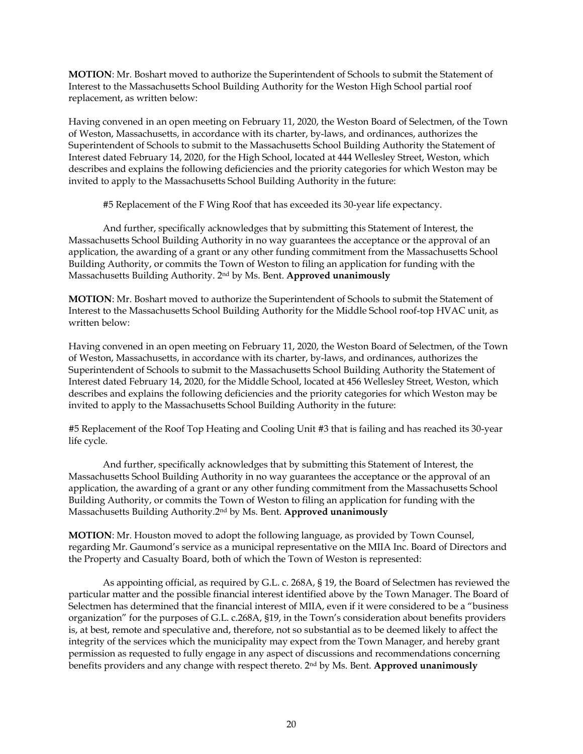**MOTION**: Mr. Boshart moved to authorize the Superintendent of Schools to submit the Statement of Interest to the Massachusetts School Building Authority for the Weston High School partial roof replacement, as written below:

Having convened in an open meeting on February 11, 2020, the Weston Board of Selectmen, of the Town of Weston, Massachusetts, in accordance with its charter, by-laws, and ordinances, authorizes the Superintendent of Schools to submit to the Massachusetts School Building Authority the Statement of Interest dated February 14, 2020, for the High School, located at 444 Wellesley Street, Weston, which describes and explains the following deficiencies and the priority categories for which Weston may be invited to apply to the Massachusetts School Building Authority in the future:

#5 Replacement of the F Wing Roof that has exceeded its 30-year life expectancy.

And further, specifically acknowledges that by submitting this Statement of Interest, the Massachusetts School Building Authority in no way guarantees the acceptance or the approval of an application, the awarding of a grant or any other funding commitment from the Massachusetts School Building Authority, or commits the Town of Weston to filing an application for funding with the Massachusetts Building Authority. 2nd by Ms. Bent. **Approved unanimously**

**MOTION**: Mr. Boshart moved to authorize the Superintendent of Schools to submit the Statement of Interest to the Massachusetts School Building Authority for the Middle School roof-top HVAC unit, as written below:

Having convened in an open meeting on February 11, 2020, the Weston Board of Selectmen, of the Town of Weston, Massachusetts, in accordance with its charter, by-laws, and ordinances, authorizes the Superintendent of Schools to submit to the Massachusetts School Building Authority the Statement of Interest dated February 14, 2020, for the Middle School, located at 456 Wellesley Street, Weston, which describes and explains the following deficiencies and the priority categories for which Weston may be invited to apply to the Massachusetts School Building Authority in the future:

#5 Replacement of the Roof Top Heating and Cooling Unit #3 that is failing and has reached its 30-year life cycle.

And further, specifically acknowledges that by submitting this Statement of Interest, the Massachusetts School Building Authority in no way guarantees the acceptance or the approval of an application, the awarding of a grant or any other funding commitment from the Massachusetts School Building Authority, or commits the Town of Weston to filing an application for funding with the Massachusetts Building Authority.2nd by Ms. Bent. **Approved unanimously**

**MOTION**: Mr. Houston moved to adopt the following language, as provided by Town Counsel, regarding Mr. Gaumond's service as a municipal representative on the MIIA Inc. Board of Directors and the Property and Casualty Board, both of which the Town of Weston is represented:

As appointing official, as required by G.L. c. 268A, § 19, the Board of Selectmen has reviewed the particular matter and the possible financial interest identified above by the Town Manager. The Board of Selectmen has determined that the financial interest of MIIA, even if it were considered to be a "business organization" for the purposes of G.L. c.268A, §19, in the Town's consideration about benefits providers is, at best, remote and speculative and, therefore, not so substantial as to be deemed likely to affect the integrity of the services which the municipality may expect from the Town Manager, and hereby grant permission as requested to fully engage in any aspect of discussions and recommendations concerning benefits providers and any change with respect thereto. 2nd by Ms. Bent. **Approved unanimously**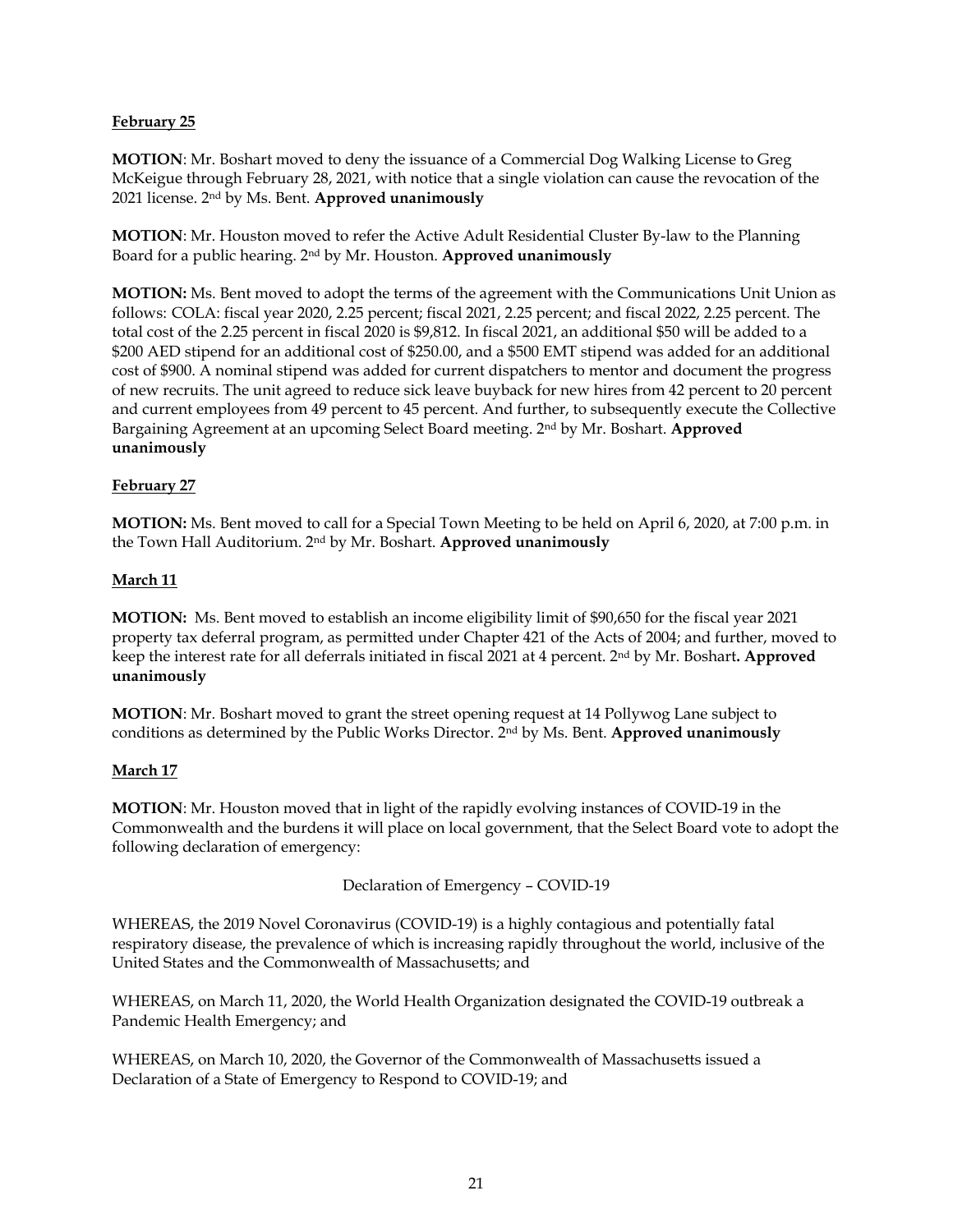**February 25**

**MOTION**: Mr. Boshart moved to deny the issuance of a Commercial Dog Walking License to Greg McKeigue through February 28, 2021, with notice that a single violation can cause the revocation of the 2021 license. 2nd by Ms. Bent. **Approved unanimously**

**MOTION**: Mr. Houston moved to refer the Active Adult Residential Cluster By-law to the Planning Board for a public hearing. 2nd by Mr. Houston. **Approved unanimously**

**MOTION:** Ms. Bent moved to adopt the terms of the agreement with the Communications Unit Union as follows: COLA: fiscal year 2020, 2.25 percent; fiscal 2021, 2.25 percent; and fiscal 2022, 2.25 percent. The total cost of the 2.25 percent in fiscal 2020 is $9,812. In fiscal 2021, an additional $50 will be added to a $200 AED stipend for an additional cost of $250.00, and a $500 EMT stipend was added for an additional cost of $900. A nominal stipend was added for current dispatchers to mentor and document the progress of new recruits. The unit agreed to reduce sick leave buyback for new hires from 42 percent to 20 percent and current employees from 49 percent to 45 percent. And further, to subsequently execute the Collective Bargaining Agreement at an upcoming Select Board meeting. 2nd by Mr. Boshart. **Approved unanimously**

**February 27**

**MOTION:** Ms. Bent moved to call for a Special Town Meeting to be held on April 6, 2020, at 7:00 p.m. in the Town Hall Auditorium. 2nd by Mr. Boshart. **Approved unanimously**

**March 11**

**MOTION:** Ms. Bent moved to establish an income eligibility limit of $90,650 for the fiscal year 2021 property tax deferral program, as permitted under Chapter 421 of the Acts of 2004; and further, moved to keep the interest rate for all deferrals initiated in fiscal 2021 at 4 percent. 2nd by Mr. Boshart**. Approved unanimously**

**MOTION**: Mr. Boshart moved to grant the street opening request at 14 Pollywog Lane subject to conditions as determined by the Public Works Director. 2nd by Ms. Bent. **Approved unanimously**

**March 17**

**MOTION**: Mr. Houston moved that in light of the rapidly evolving instances of COVID-19 in the Commonwealth and the burdens it will place on local government, that the Select Board vote to adopt the following declaration of emergency:

Declaration of Emergency – COVID-19

WHEREAS, the 2019 Novel Coronavirus (COVID-19) is a highly contagious and potentially fatal respiratory disease, the prevalence of which is increasing rapidly throughout the world, inclusive of the United States and the Commonwealth of Massachusetts; and

WHEREAS, on March 11, 2020, the World Health Organization designated the COVID-19 outbreak a Pandemic Health Emergency; and

WHEREAS, on March 10, 2020, the Governor of the Commonwealth of Massachusetts issued a Declaration of a State of Emergency to Respond to COVID-19; and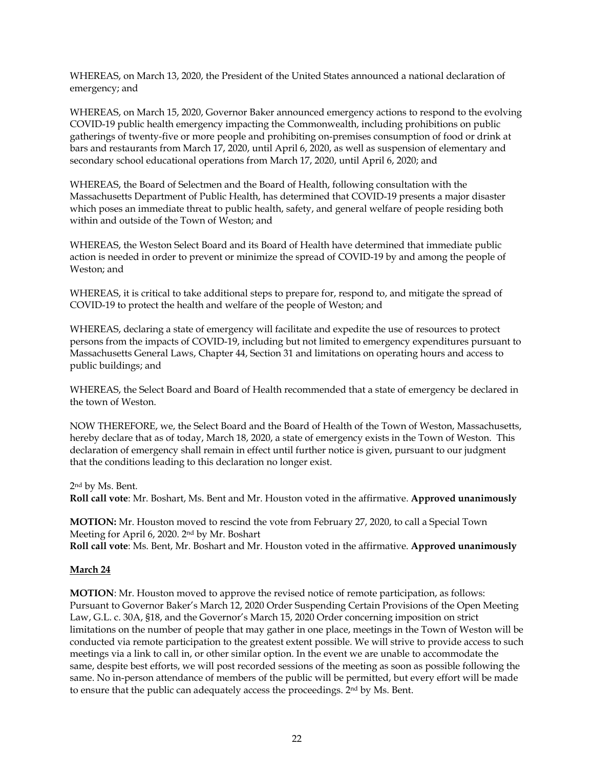WHEREAS, on March 13, 2020, the President of the United States announced a national declaration of emergency; and

WHEREAS, on March 15, 2020, Governor Baker announced emergency actions to respond to the evolving COVID-19 public health emergency impacting the Commonwealth, including prohibitions on public gatherings of twenty-five or more people and prohibiting on-premises consumption of food or drink at bars and restaurants from March 17, 2020, until April 6, 2020, as well as suspension of elementary and secondary school educational operations from March 17, 2020, until April 6, 2020; and

WHEREAS, the Board of Selectmen and the Board of Health, following consultation with the Massachusetts Department of Public Health, has determined that COVID-19 presents a major disaster which poses an immediate threat to public health, safety, and general welfare of people residing both within and outside of the Town of Weston; and

WHEREAS, the Weston Select Board and its Board of Health have determined that immediate public action is needed in order to prevent or minimize the spread of COVID-19 by and among the people of Weston; and

WHEREAS, it is critical to take additional steps to prepare for, respond to, and mitigate the spread of COVID-19 to protect the health and welfare of the people of Weston; and

WHEREAS, declaring a state of emergency will facilitate and expedite the use of resources to protect persons from the impacts of COVID-19, including but not limited to emergency expenditures pursuant to Massachusetts General Laws, Chapter 44, Section 31 and limitations on operating hours and access to public buildings; and

WHEREAS, the Select Board and Board of Health recommended that a state of emergency be declared in the town of Weston.

NOW THEREFORE, we, the Select Board and the Board of Health of the Town of Weston, Massachusetts, hereby declare that as of today, March 18, 2020, a state of emergency exists in the Town of Weston. This declaration of emergency shall remain in effect until further notice is given, pursuant to our judgment that the conditions leading to this declaration no longer exist.

2nd by Ms. Bent.
**Roll call vote**: Mr. Boshart, Ms. Bent and Mr. Houston voted in the affirmative. **Approved unanimously**

**MOTION:** Mr. Houston moved to rescind the vote from February 27, 2020, to call a Special Town Meeting for April 6, 2020. 2nd by Mr. Boshart
**Roll call vote**: Ms. Bent, Mr. Boshart and Mr. Houston voted in the affirmative. **Approved unanimously**

**March 24**

**MOTION**: Mr. Houston moved to approve the revised notice of remote participation, as follows: Pursuant to Governor Baker's March 12, 2020 Order Suspending Certain Provisions of the Open Meeting Law, G.L. c. 30A, §18, and the Governor's March 15, 2020 Order concerning imposition on strict limitations on the number of people that may gather in one place, meetings in the Town of Weston will be conducted via remote participation to the greatest extent possible. We will strive to provide access to such meetings via a link to call in, or other similar option. In the event we are unable to accommodate the same, despite best efforts, we will post recorded sessions of the meeting as soon as possible following the same. No in-person attendance of members of the public will be permitted, but every effort will be made to ensure that the public can adequately access the proceedings. 2nd by Ms. Bent.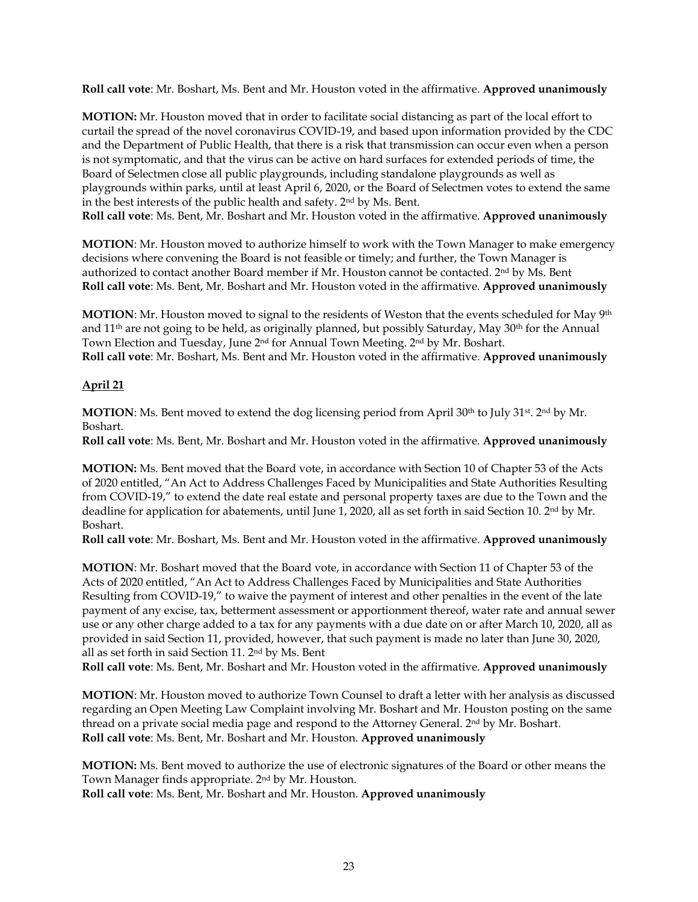**Roll call vote**: Mr. Boshart, Ms. Bent and Mr. Houston voted in the affirmative. **Approved unanimously**

**MOTION:** Mr. Houston moved that in order to facilitate social distancing as part of the local effort to curtail the spread of the novel coronavirus COVID-19, and based upon information provided by the CDC and the Department of Public Health, that there is a risk that transmission can occur even when a person is not symptomatic, and that the virus can be active on hard surfaces for extended periods of time, the Board of Selectmen close all public playgrounds, including standalone playgrounds as well as playgrounds within parks, until at least April 6, 2020, or the Board of Selectmen votes to extend the same in the best interests of the public health and safety. 2nd by Ms. Bent.
**Roll call vote**: Ms. Bent, Mr. Boshart and Mr. Houston voted in the affirmative. **Approved unanimously**

**MOTION**: Mr. Houston moved to authorize himself to work with the Town Manager to make emergency decisions where convening the Board is not feasible or timely; and further, the Town Manager is authorized to contact another Board member if Mr. Houston cannot be contacted. 2nd by Ms. Bent
**Roll call vote**: Ms. Bent, Mr. Boshart and Mr. Houston voted in the affirmative. **Approved unanimously**

**MOTION**: Mr. Houston moved to signal to the residents of Weston that the events scheduled for May 9th and 11th are not going to be held, as originally planned, but possibly Saturday, May 30th for the Annual Town Election and Tuesday, June 2nd for Annual Town Meeting. 2nd by Mr. Boshart.
**Roll call vote**: Mr. Boshart, Ms. Bent and Mr. Houston voted in the affirmative. **Approved unanimously**

**April 21**

**MOTION**: Ms. Bent moved to extend the dog licensing period from April 30th to July 31st. 2nd by Mr. Boshart.
**Roll call vote**: Ms. Bent, Mr. Boshart and Mr. Houston voted in the affirmative. **Approved unanimously**

**MOTION:** Ms. Bent moved that the Board vote, in accordance with Section 10 of Chapter 53 of the Acts of 2020 entitled, "An Act to Address Challenges Faced by Municipalities and State Authorities Resulting from COVID-19," to extend the date real estate and personal property taxes are due to the Town and the deadline for application for abatements, until June 1, 2020, all as set forth in said Section 10. 2nd by Mr. Boshart.
**Roll call vote**: Mr. Boshart, Ms. Bent and Mr. Houston voted in the affirmative. **Approved unanimously**

**MOTION**: Mr. Boshart moved that the Board vote, in accordance with Section 11 of Chapter 53 of the Acts of 2020 entitled, "An Act to Address Challenges Faced by Municipalities and State Authorities Resulting from COVID-19," to waive the payment of interest and other penalties in the event of the late payment of any excise, tax, betterment assessment or apportionment thereof, water rate and annual sewer use or any other charge added to a tax for any payments with a due date on or after March 10, 2020, all as provided in said Section 11, provided, however, that such payment is made no later than June 30, 2020, all as set forth in said Section 11. 2nd by Ms. Bent
**Roll call vote**: Ms. Bent, Mr. Boshart and Mr. Houston voted in the affirmative. **Approved unanimously**

**MOTION**: Mr. Houston moved to authorize Town Counsel to draft a letter with her analysis as discussed regarding an Open Meeting Law Complaint involving Mr. Boshart and Mr. Houston posting on the same thread on a private social media page and respond to the Attorney General. 2nd by Mr. Boshart.
**Roll call vote**: Ms. Bent, Mr. Boshart and Mr. Houston. **Approved unanimously**

**MOTION:** Ms. Bent moved to authorize the use of electronic signatures of the Board or other means the Town Manager finds appropriate. 2nd by Mr. Houston.
**Roll call vote**: Ms. Bent, Mr. Boshart and Mr. Houston. **Approved unanimously**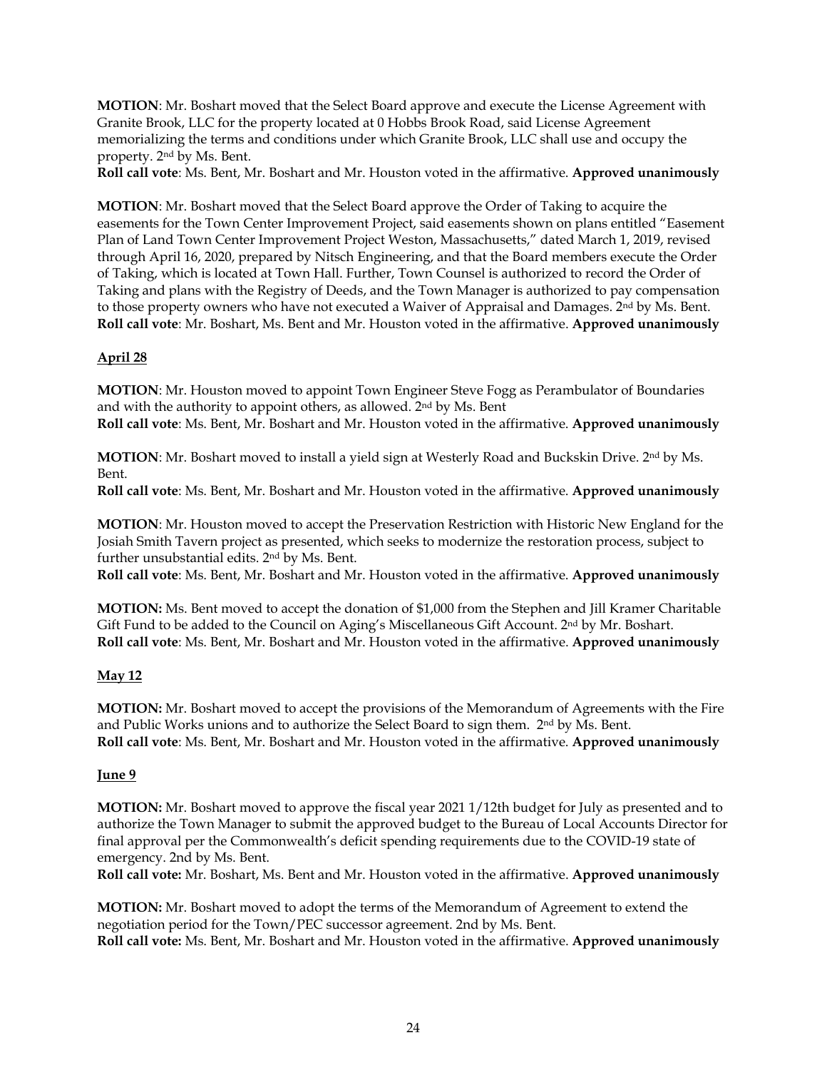**MOTION**: Mr. Boshart moved that the Select Board approve and execute the License Agreement with Granite Brook, LLC for the property located at 0 Hobbs Brook Road, said License Agreement memorializing the terms and conditions under which Granite Brook, LLC shall use and occupy the property. 2nd by Ms. Bent.
**Roll call vote**: Ms. Bent, Mr. Boshart and Mr. Houston voted in the affirmative. **Approved unanimously**

**MOTION**: Mr. Boshart moved that the Select Board approve the Order of Taking to acquire the easements for the Town Center Improvement Project, said easements shown on plans entitled "Easement Plan of Land Town Center Improvement Project Weston, Massachusetts," dated March 1, 2019, revised through April 16, 2020, prepared by Nitsch Engineering, and that the Board members execute the Order of Taking, which is located at Town Hall. Further, Town Counsel is authorized to record the Order of Taking and plans with the Registry of Deeds, and the Town Manager is authorized to pay compensation to those property owners who have not executed a Waiver of Appraisal and Damages. 2nd by Ms. Bent.
**Roll call vote**: Mr. Boshart, Ms. Bent and Mr. Houston voted in the affirmative. **Approved unanimously**

**April 28**

**MOTION**: Mr. Houston moved to appoint Town Engineer Steve Fogg as Perambulator of Boundaries and with the authority to appoint others, as allowed. 2nd by Ms. Bent
**Roll call vote**: Ms. Bent, Mr. Boshart and Mr. Houston voted in the affirmative. **Approved unanimously**

**MOTION**: Mr. Boshart moved to install a yield sign at Westerly Road and Buckskin Drive. 2nd by Ms. Bent.
**Roll call vote**: Ms. Bent, Mr. Boshart and Mr. Houston voted in the affirmative. **Approved unanimously**

**MOTION**: Mr. Houston moved to accept the Preservation Restriction with Historic New England for the Josiah Smith Tavern project as presented, which seeks to modernize the restoration process, subject to further unsubstantial edits. 2nd by Ms. Bent.
**Roll call vote**: Ms. Bent, Mr. Boshart and Mr. Houston voted in the affirmative. **Approved unanimously**

**MOTION:** Ms. Bent moved to accept the donation of $1,000 from the Stephen and Jill Kramer Charitable Gift Fund to be added to the Council on Aging's Miscellaneous Gift Account. 2nd by Mr. Boshart.
**Roll call vote**: Ms. Bent, Mr. Boshart and Mr. Houston voted in the affirmative. **Approved unanimously**

**May 12**

**MOTION:** Mr. Boshart moved to accept the provisions of the Memorandum of Agreements with the Fire and Public Works unions and to authorize the Select Board to sign them. 2nd by Ms. Bent.
**Roll call vote**: Ms. Bent, Mr. Boshart and Mr. Houston voted in the affirmative. **Approved unanimously**

**June 9**

**MOTION:** Mr. Boshart moved to approve the fiscal year 2021 1/12th budget for July as presented and to authorize the Town Manager to submit the approved budget to the Bureau of Local Accounts Director for final approval per the Commonwealth's deficit spending requirements due to the COVID-19 state of emergency. 2nd by Ms. Bent.
**Roll call vote:** Mr. Boshart, Ms. Bent and Mr. Houston voted in the affirmative. **Approved unanimously**

**MOTION:** Mr. Boshart moved to adopt the terms of the Memorandum of Agreement to extend the negotiation period for the Town/PEC successor agreement. 2nd by Ms. Bent.
**Roll call vote:** Ms. Bent, Mr. Boshart and Mr. Houston voted in the affirmative. **Approved unanimously**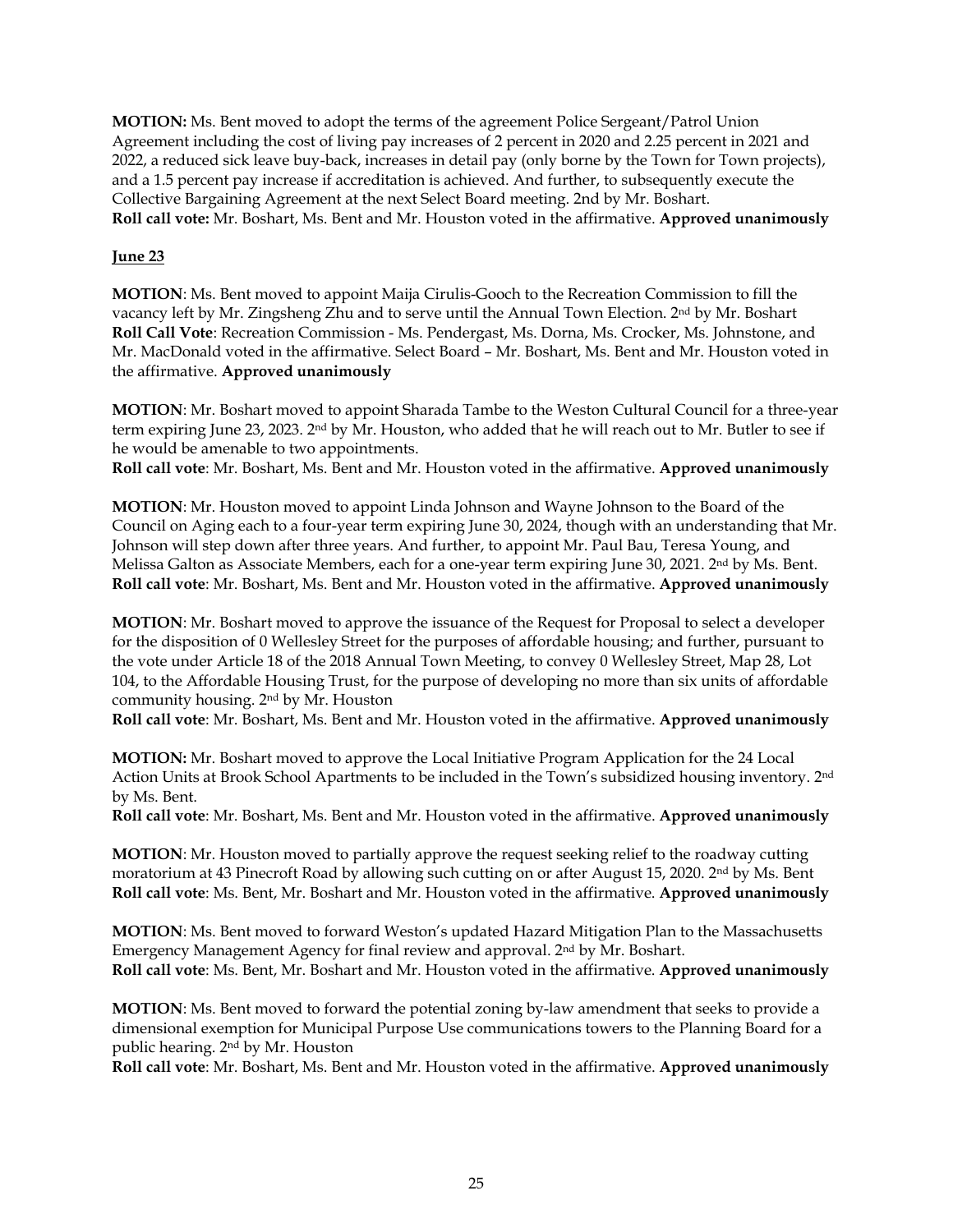**MOTION:** Ms. Bent moved to adopt the terms of the agreement Police Sergeant/Patrol Union Agreement including the cost of living pay increases of 2 percent in 2020 and 2.25 percent in 2021 and 2022, a reduced sick leave buy-back, increases in detail pay (only borne by the Town for Town projects), and a 1.5 percent pay increase if accreditation is achieved. And further, to subsequently execute the Collective Bargaining Agreement at the next Select Board meeting. 2nd by Mr. Boshart.
**Roll call vote:** Mr. Boshart, Ms. Bent and Mr. Houston voted in the affirmative. **Approved unanimously**

**June 23**

**MOTION**: Ms. Bent moved to appoint Maija Cirulis-Gooch to the Recreation Commission to fill the vacancy left by Mr. Zingsheng Zhu and to serve until the Annual Town Election. 2nd by Mr. Boshart
**Roll Call Vote**: Recreation Commission - Ms. Pendergast, Ms. Dorna, Ms. Crocker, Ms. Johnstone, and Mr. MacDonald voted in the affirmative. Select Board – Mr. Boshart, Ms. Bent and Mr. Houston voted in the affirmative. **Approved unanimously**

**MOTION**: Mr. Boshart moved to appoint Sharada Tambe to the Weston Cultural Council for a three-year term expiring June 23, 2023. 2nd by Mr. Houston, who added that he will reach out to Mr. Butler to see if he would be amenable to two appointments.
**Roll call vote**: Mr. Boshart, Ms. Bent and Mr. Houston voted in the affirmative. **Approved unanimously**

**MOTION**: Mr. Houston moved to appoint Linda Johnson and Wayne Johnson to the Board of the Council on Aging each to a four-year term expiring June 30, 2024, though with an understanding that Mr. Johnson will step down after three years. And further, to appoint Mr. Paul Bau, Teresa Young, and Melissa Galton as Associate Members, each for a one-year term expiring June 30, 2021. 2nd by Ms. Bent.
**Roll call vote**: Mr. Boshart, Ms. Bent and Mr. Houston voted in the affirmative. **Approved unanimously**

**MOTION**: Mr. Boshart moved to approve the issuance of the Request for Proposal to select a developer for the disposition of 0 Wellesley Street for the purposes of affordable housing; and further, pursuant to the vote under Article 18 of the 2018 Annual Town Meeting, to convey 0 Wellesley Street, Map 28, Lot 104, to the Affordable Housing Trust, for the purpose of developing no more than six units of affordable community housing. 2nd by Mr. Houston
**Roll call vote**: Mr. Boshart, Ms. Bent and Mr. Houston voted in the affirmative. **Approved unanimously**

**MOTION:** Mr. Boshart moved to approve the Local Initiative Program Application for the 24 Local Action Units at Brook School Apartments to be included in the Town's subsidized housing inventory. 2nd by Ms. Bent.
**Roll call vote**: Mr. Boshart, Ms. Bent and Mr. Houston voted in the affirmative. **Approved unanimously**

**MOTION**: Mr. Houston moved to partially approve the request seeking relief to the roadway cutting moratorium at 43 Pinecroft Road by allowing such cutting on or after August 15, 2020. 2nd by Ms. Bent
**Roll call vote**: Ms. Bent, Mr. Boshart and Mr. Houston voted in the affirmative. **Approved unanimously**

**MOTION**: Ms. Bent moved to forward Weston's updated Hazard Mitigation Plan to the Massachusetts Emergency Management Agency for final review and approval. 2nd by Mr. Boshart.
**Roll call vote**: Ms. Bent, Mr. Boshart and Mr. Houston voted in the affirmative. **Approved unanimously**

**MOTION**: Ms. Bent moved to forward the potential zoning by-law amendment that seeks to provide a dimensional exemption for Municipal Purpose Use communications towers to the Planning Board for a public hearing. 2nd by Mr. Houston
**Roll call vote**: Mr. Boshart, Ms. Bent and Mr. Houston voted in the affirmative. **Approved unanimously**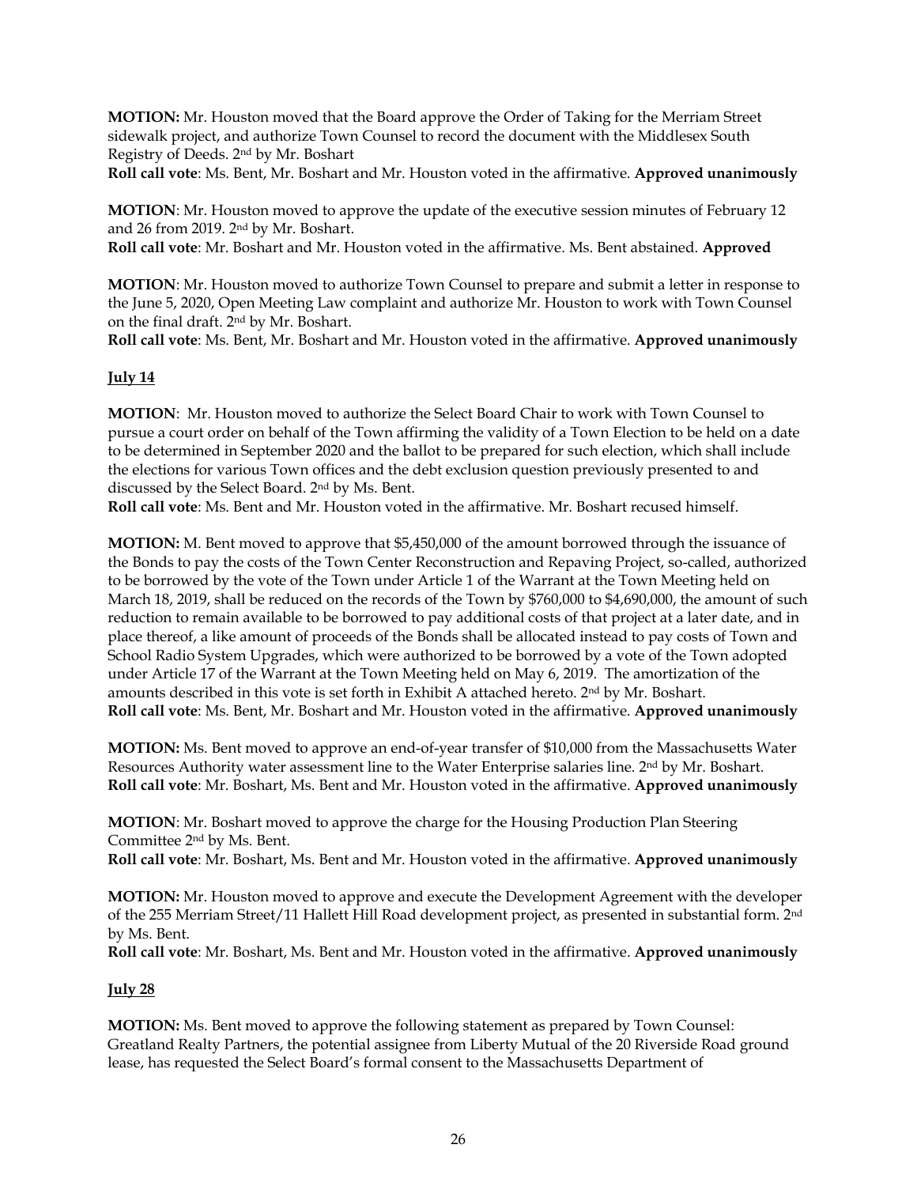**MOTION:** Mr. Houston moved that the Board approve the Order of Taking for the Merriam Street sidewalk project, and authorize Town Counsel to record the document with the Middlesex South Registry of Deeds. 2nd by Mr. Boshart

**Roll call vote**: Ms. Bent, Mr. Boshart and Mr. Houston voted in the affirmative. **Approved unanimously**

**MOTION**: Mr. Houston moved to approve the update of the executive session minutes of February 12 and 26 from 2019. 2nd by Mr. Boshart.

**Roll call vote**: Mr. Boshart and Mr. Houston voted in the affirmative. Ms. Bent abstained. **Approved**

**MOTION**: Mr. Houston moved to authorize Town Counsel to prepare and submit a letter in response to the June 5, 2020, Open Meeting Law complaint and authorize Mr. Houston to work with Town Counsel on the final draft. 2nd by Mr. Boshart.

**Roll call vote**: Ms. Bent, Mr. Boshart and Mr. Houston voted in the affirmative. **Approved unanimously**

**July 14**

**MOTION**: Mr. Houston moved to authorize the Select Board Chair to work with Town Counsel to pursue a court order on behalf of the Town affirming the validity of a Town Election to be held on a date to be determined in September 2020 and the ballot to be prepared for such election, which shall include the elections for various Town offices and the debt exclusion question previously presented to and discussed by the Select Board. 2nd by Ms. Bent.

**Roll call vote**: Ms. Bent and Mr. Houston voted in the affirmative. Mr. Boshart recused himself.

**MOTION:** M. Bent moved to approve that $5,450,000 of the amount borrowed through the issuance of the Bonds to pay the costs of the Town Center Reconstruction and Repaving Project, so-called, authorized to be borrowed by the vote of the Town under Article 1 of the Warrant at the Town Meeting held on March 18, 2019, shall be reduced on the records of the Town by $760,000 to $4,690,000, the amount of such reduction to remain available to be borrowed to pay additional costs of that project at a later date, and in place thereof, a like amount of proceeds of the Bonds shall be allocated instead to pay costs of Town and School Radio System Upgrades, which were authorized to be borrowed by a vote of the Town adopted under Article 17 of the Warrant at the Town Meeting held on May 6, 2019. The amortization of the amounts described in this vote is set forth in Exhibit A attached hereto. 2nd by Mr. Boshart.

**Roll call vote**: Ms. Bent, Mr. Boshart and Mr. Houston voted in the affirmative. **Approved unanimously**

**MOTION:** Ms. Bent moved to approve an end-of-year transfer of $10,000 from the Massachusetts Water Resources Authority water assessment line to the Water Enterprise salaries line. 2nd by Mr. Boshart.

**Roll call vote**: Mr. Boshart, Ms. Bent and Mr. Houston voted in the affirmative. **Approved unanimously**

**MOTION**: Mr. Boshart moved to approve the charge for the Housing Production Plan Steering Committee 2nd by Ms. Bent.

**Roll call vote**: Mr. Boshart, Ms. Bent and Mr. Houston voted in the affirmative. **Approved unanimously**

**MOTION:** Mr. Houston moved to approve and execute the Development Agreement with the developer of the 255 Merriam Street/11 Hallett Hill Road development project, as presented in substantial form. 2nd by Ms. Bent.

**Roll call vote**: Mr. Boshart, Ms. Bent and Mr. Houston voted in the affirmative. **Approved unanimously**

**July 28**

**MOTION:** Ms. Bent moved to approve the following statement as prepared by Town Counsel: Greatland Realty Partners, the potential assignee from Liberty Mutual of the 20 Riverside Road ground lease, has requested the Select Board's formal consent to the Massachusetts Department of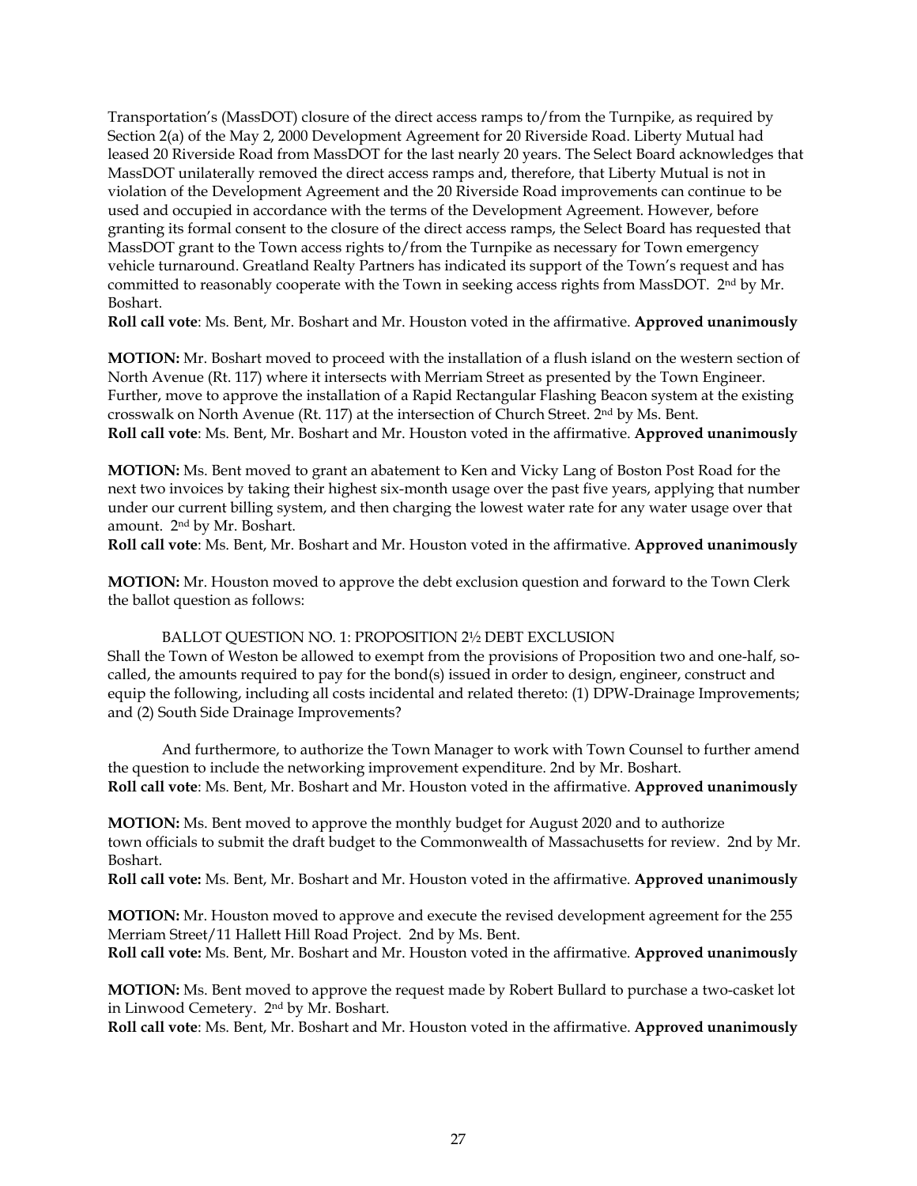Transportation's (MassDOT) closure of the direct access ramps to/from the Turnpike, as required by Section 2(a) of the May 2, 2000 Development Agreement for 20 Riverside Road. Liberty Mutual had leased 20 Riverside Road from MassDOT for the last nearly 20 years. The Select Board acknowledges that MassDOT unilaterally removed the direct access ramps and, therefore, that Liberty Mutual is not in violation of the Development Agreement and the 20 Riverside Road improvements can continue to be used and occupied in accordance with the terms of the Development Agreement. However, before granting its formal consent to the closure of the direct access ramps, the Select Board has requested that MassDOT grant to the Town access rights to/from the Turnpike as necessary for Town emergency vehicle turnaround. Greatland Realty Partners has indicated its support of the Town's request and has committed to reasonably cooperate with the Town in seeking access rights from MassDOT. 2nd by Mr. Boshart.
**Roll call vote**: Ms. Bent, Mr. Boshart and Mr. Houston voted in the affirmative. **Approved unanimously**

**MOTION:** Mr. Boshart moved to proceed with the installation of a flush island on the western section of North Avenue (Rt. 117) where it intersects with Merriam Street as presented by the Town Engineer. Further, move to approve the installation of a Rapid Rectangular Flashing Beacon system at the existing crosswalk on North Avenue (Rt. 117) at the intersection of Church Street. 2nd by Ms. Bent.
**Roll call vote**: Ms. Bent, Mr. Boshart and Mr. Houston voted in the affirmative. **Approved unanimously**

**MOTION:** Ms. Bent moved to grant an abatement to Ken and Vicky Lang of Boston Post Road for the next two invoices by taking their highest six-month usage over the past five years, applying that number under our current billing system, and then charging the lowest water rate for any water usage over that amount. 2nd by Mr. Boshart.
**Roll call vote**: Ms. Bent, Mr. Boshart and Mr. Houston voted in the affirmative. **Approved unanimously**

**MOTION:** Mr. Houston moved to approve the debt exclusion question and forward to the Town Clerk the ballot question as follows:

BALLOT QUESTION NO. 1: PROPOSITION 2½ DEBT EXCLUSION
Shall the Town of Weston be allowed to exempt from the provisions of Proposition two and one-half, so-called, the amounts required to pay for the bond(s) issued in order to design, engineer, construct and equip the following, including all costs incidental and related thereto: (1) DPW-Drainage Improvements; and (2) South Side Drainage Improvements?

And furthermore, to authorize the Town Manager to work with Town Counsel to further amend the question to include the networking improvement expenditure. 2nd by Mr. Boshart.
**Roll call vote**: Ms. Bent, Mr. Boshart and Mr. Houston voted in the affirmative. **Approved unanimously**

**MOTION:** Ms. Bent moved to approve the monthly budget for August 2020 and to authorize town officials to submit the draft budget to the Commonwealth of Massachusetts for review. 2nd by Mr. Boshart.
**Roll call vote:** Ms. Bent, Mr. Boshart and Mr. Houston voted in the affirmative. **Approved unanimously**

**MOTION:** Mr. Houston moved to approve and execute the revised development agreement for the 255 Merriam Street/11 Hallett Hill Road Project. 2nd by Ms. Bent.
**Roll call vote:** Ms. Bent, Mr. Boshart and Mr. Houston voted in the affirmative. **Approved unanimously**

**MOTION:** Ms. Bent moved to approve the request made by Robert Bullard to purchase a two-casket lot in Linwood Cemetery. 2nd by Mr. Boshart.
**Roll call vote**: Ms. Bent, Mr. Boshart and Mr. Houston voted in the affirmative. **Approved unanimously**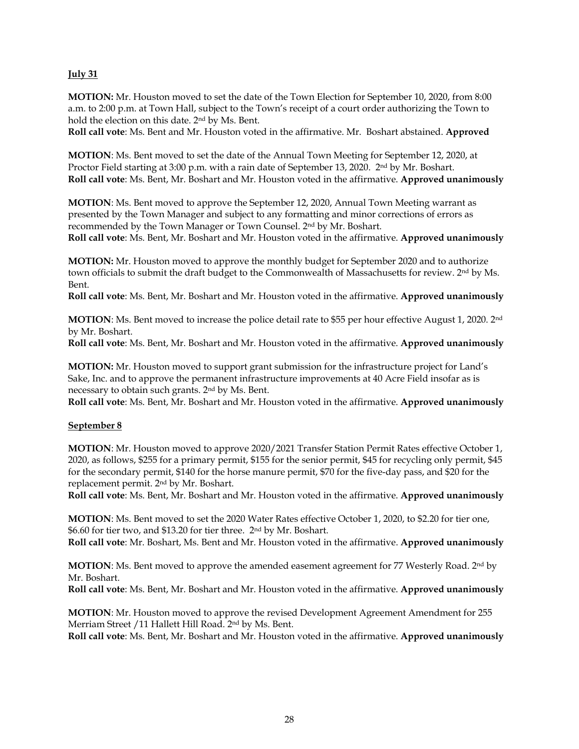**July 31**

**MOTION:** Mr. Houston moved to set the date of the Town Election for September 10, 2020, from 8:00 a.m. to 2:00 p.m. at Town Hall, subject to the Town's receipt of a court order authorizing the Town to hold the election on this date. 2nd by Ms. Bent.
**Roll call vote**: Ms. Bent and Mr. Houston voted in the affirmative. Mr. Boshart abstained. **Approved**

**MOTION**: Ms. Bent moved to set the date of the Annual Town Meeting for September 12, 2020, at Proctor Field starting at 3:00 p.m. with a rain date of September 13, 2020. 2nd by Mr. Boshart.
**Roll call vote**: Ms. Bent, Mr. Boshart and Mr. Houston voted in the affirmative. **Approved unanimously**

**MOTION**: Ms. Bent moved to approve the September 12, 2020, Annual Town Meeting warrant as presented by the Town Manager and subject to any formatting and minor corrections of errors as recommended by the Town Manager or Town Counsel. 2nd by Mr. Boshart.
**Roll call vote**: Ms. Bent, Mr. Boshart and Mr. Houston voted in the affirmative. **Approved unanimously**

**MOTION:** Mr. Houston moved to approve the monthly budget for September 2020 and to authorize town officials to submit the draft budget to the Commonwealth of Massachusetts for review. 2nd by Ms. Bent.
**Roll call vote**: Ms. Bent, Mr. Boshart and Mr. Houston voted in the affirmative. **Approved unanimously**

**MOTION**: Ms. Bent moved to increase the police detail rate to $55 per hour effective August 1, 2020. 2nd by Mr. Boshart.
**Roll call vote**: Ms. Bent, Mr. Boshart and Mr. Houston voted in the affirmative. **Approved unanimously**

**MOTION:** Mr. Houston moved to support grant submission for the infrastructure project for Land's Sake, Inc. and to approve the permanent infrastructure improvements at 40 Acre Field insofar as is necessary to obtain such grants. 2nd by Ms. Bent.
**Roll call vote**: Ms. Bent, Mr. Boshart and Mr. Houston voted in the affirmative. **Approved unanimously**

**September 8**

**MOTION**: Mr. Houston moved to approve 2020/2021 Transfer Station Permit Rates effective October 1, 2020, as follows, $255 for a primary permit, $155 for the senior permit, $45 for recycling only permit, $45 for the secondary permit, $140 for the horse manure permit, $70 for the five-day pass, and $20 for the replacement permit. 2nd by Mr. Boshart.
**Roll call vote**: Ms. Bent, Mr. Boshart and Mr. Houston voted in the affirmative. **Approved unanimously**

**MOTION**: Ms. Bent moved to set the 2020 Water Rates effective October 1, 2020, to $2.20 for tier one, $6.60 for tier two, and $13.20 for tier three. 2nd by Mr. Boshart.
**Roll call vote**: Mr. Boshart, Ms. Bent and Mr. Houston voted in the affirmative. **Approved unanimously**

**MOTION**: Ms. Bent moved to approve the amended easement agreement for 77 Westerly Road. 2nd by Mr. Boshart.
**Roll call vote**: Ms. Bent, Mr. Boshart and Mr. Houston voted in the affirmative. **Approved unanimously**

**MOTION**: Mr. Houston moved to approve the revised Development Agreement Amendment for 255 Merriam Street /11 Hallett Hill Road. 2nd by Ms. Bent.
**Roll call vote**: Ms. Bent, Mr. Boshart and Mr. Houston voted in the affirmative. **Approved unanimously**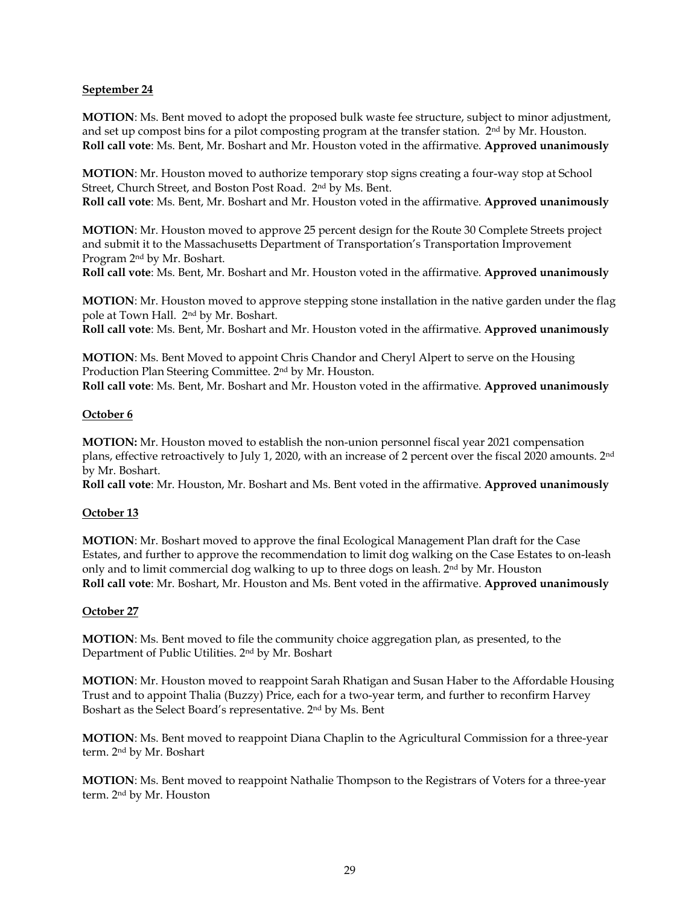**September 24**

**MOTION**: Ms. Bent moved to adopt the proposed bulk waste fee structure, subject to minor adjustment, and set up compost bins for a pilot composting program at the transfer station. 2nd by Mr. Houston.
**Roll call vote**: Ms. Bent, Mr. Boshart and Mr. Houston voted in the affirmative. **Approved unanimously**

**MOTION**: Mr. Houston moved to authorize temporary stop signs creating a four-way stop at School Street, Church Street, and Boston Post Road. 2nd by Ms. Bent.
**Roll call vote**: Ms. Bent, Mr. Boshart and Mr. Houston voted in the affirmative. **Approved unanimously**

**MOTION**: Mr. Houston moved to approve 25 percent design for the Route 30 Complete Streets project and submit it to the Massachusetts Department of Transportation's Transportation Improvement Program 2nd by Mr. Boshart.
**Roll call vote**: Ms. Bent, Mr. Boshart and Mr. Houston voted in the affirmative. **Approved unanimously**

**MOTION**: Mr. Houston moved to approve stepping stone installation in the native garden under the flag pole at Town Hall. 2nd by Mr. Boshart.
**Roll call vote**: Ms. Bent, Mr. Boshart and Mr. Houston voted in the affirmative. **Approved unanimously**

**MOTION**: Ms. Bent Moved to appoint Chris Chandor and Cheryl Alpert to serve on the Housing Production Plan Steering Committee. 2nd by Mr. Houston.
**Roll call vote**: Ms. Bent, Mr. Boshart and Mr. Houston voted in the affirmative. **Approved unanimously**

**October 6**

**MOTION:** Mr. Houston moved to establish the non-union personnel fiscal year 2021 compensation plans, effective retroactively to July 1, 2020, with an increase of 2 percent over the fiscal 2020 amounts. 2nd by Mr. Boshart.
**Roll call vote**: Mr. Houston, Mr. Boshart and Ms. Bent voted in the affirmative. **Approved unanimously**

**October 13**

**MOTION**: Mr. Boshart moved to approve the final Ecological Management Plan draft for the Case Estates, and further to approve the recommendation to limit dog walking on the Case Estates to on-leash only and to limit commercial dog walking to up to three dogs on leash. 2nd by Mr. Houston
**Roll call vote**: Mr. Boshart, Mr. Houston and Ms. Bent voted in the affirmative. **Approved unanimously**

**October 27**

**MOTION**: Ms. Bent moved to file the community choice aggregation plan, as presented, to the Department of Public Utilities. 2nd by Mr. Boshart

**MOTION**: Mr. Houston moved to reappoint Sarah Rhatigan and Susan Haber to the Affordable Housing Trust and to appoint Thalia (Buzzy) Price, each for a two-year term, and further to reconfirm Harvey Boshart as the Select Board's representative. 2nd by Ms. Bent

**MOTION**: Ms. Bent moved to reappoint Diana Chaplin to the Agricultural Commission for a three-year term. 2nd by Mr. Boshart

**MOTION**: Ms. Bent moved to reappoint Nathalie Thompson to the Registrars of Voters for a three-year term. 2nd by Mr. Houston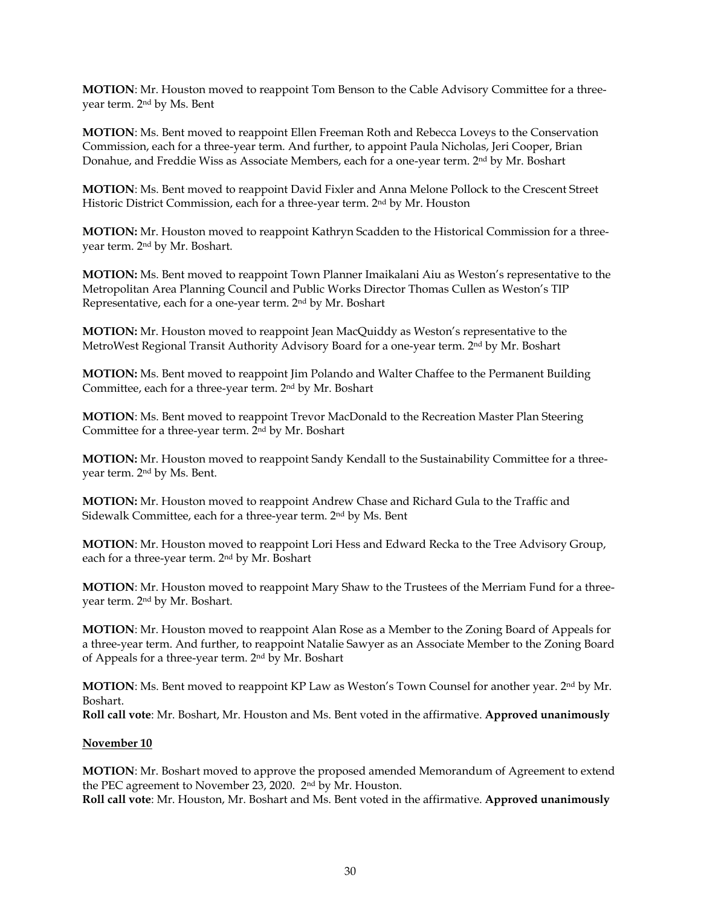**MOTION**: Mr. Houston moved to reappoint Tom Benson to the Cable Advisory Committee for a three-year term. 2nd by Ms. Bent

**MOTION**: Ms. Bent moved to reappoint Ellen Freeman Roth and Rebecca Loveys to the Conservation Commission, each for a three-year term. And further, to appoint Paula Nicholas, Jeri Cooper, Brian Donahue, and Freddie Wiss as Associate Members, each for a one-year term. 2nd by Mr. Boshart

**MOTION**: Ms. Bent moved to reappoint David Fixler and Anna Melone Pollock to the Crescent Street Historic District Commission, each for a three-year term. 2nd by Mr. Houston

**MOTION:** Mr. Houston moved to reappoint Kathryn Scadden to the Historical Commission for a three-year term. 2nd by Mr. Boshart.

**MOTION:** Ms. Bent moved to reappoint Town Planner Imaikalani Aiu as Weston's representative to the Metropolitan Area Planning Council and Public Works Director Thomas Cullen as Weston's TIP Representative, each for a one-year term. 2nd by Mr. Boshart

**MOTION:** Mr. Houston moved to reappoint Jean MacQuiddy as Weston's representative to the MetroWest Regional Transit Authority Advisory Board for a one-year term. 2nd by Mr. Boshart

**MOTION:** Ms. Bent moved to reappoint Jim Polando and Walter Chaffee to the Permanent Building Committee, each for a three-year term. 2nd by Mr. Boshart

**MOTION**: Ms. Bent moved to reappoint Trevor MacDonald to the Recreation Master Plan Steering Committee for a three-year term. 2nd by Mr. Boshart

**MOTION:** Mr. Houston moved to reappoint Sandy Kendall to the Sustainability Committee for a three-year term. 2nd by Ms. Bent.

**MOTION:** Mr. Houston moved to reappoint Andrew Chase and Richard Gula to the Traffic and Sidewalk Committee, each for a three-year term. 2nd by Ms. Bent

**MOTION**: Mr. Houston moved to reappoint Lori Hess and Edward Recka to the Tree Advisory Group, each for a three-year term. 2nd by Mr. Boshart

**MOTION**: Mr. Houston moved to reappoint Mary Shaw to the Trustees of the Merriam Fund for a three-year term. 2nd by Mr. Boshart.

**MOTION**: Mr. Houston moved to reappoint Alan Rose as a Member to the Zoning Board of Appeals for a three-year term. And further, to reappoint Natalie Sawyer as an Associate Member to the Zoning Board of Appeals for a three-year term. 2nd by Mr. Boshart

**MOTION**: Ms. Bent moved to reappoint KP Law as Weston's Town Counsel for another year. 2nd by Mr. Boshart.
**Roll call vote**: Mr. Boshart, Mr. Houston and Ms. Bent voted in the affirmative. **Approved unanimously**

**November 10**

**MOTION**: Mr. Boshart moved to approve the proposed amended Memorandum of Agreement to extend the PEC agreement to November 23, 2020. 2nd by Mr. Houston.
**Roll call vote**: Mr. Houston, Mr. Boshart and Ms. Bent voted in the affirmative. **Approved unanimously**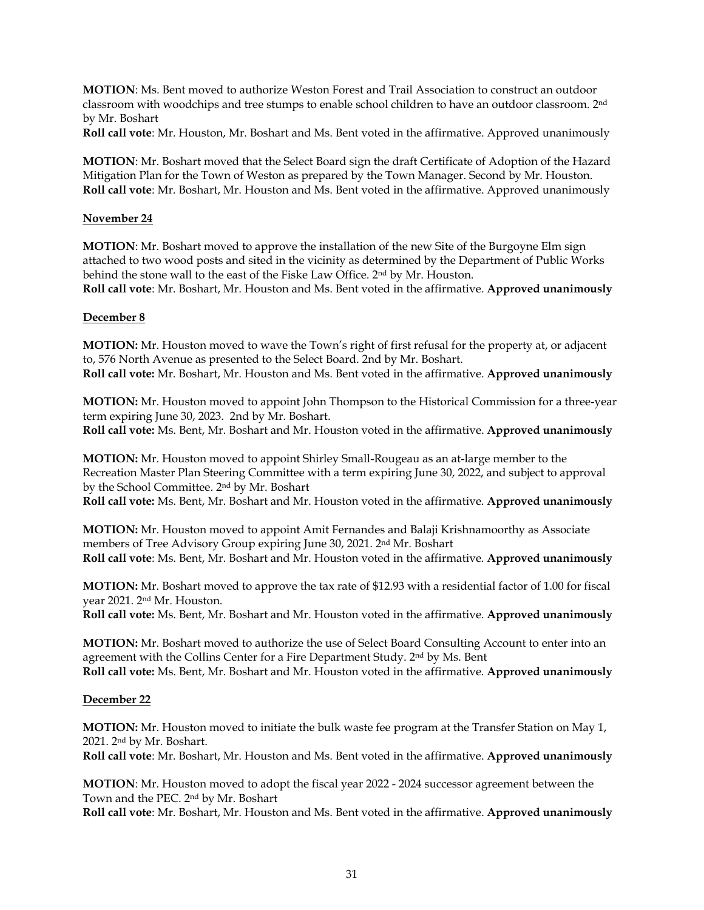**MOTION**: Ms. Bent moved to authorize Weston Forest and Trail Association to construct an outdoor classroom with woodchips and tree stumps to enable school children to have an outdoor classroom. 2nd by Mr. Boshart
**Roll call vote**: Mr. Houston, Mr. Boshart and Ms. Bent voted in the affirmative. Approved unanimously

**MOTION**: Mr. Boshart moved that the Select Board sign the draft Certificate of Adoption of the Hazard Mitigation Plan for the Town of Weston as prepared by the Town Manager. Second by Mr. Houston.
**Roll call vote**: Mr. Boshart, Mr. Houston and Ms. Bent voted in the affirmative. Approved unanimously

**November 24**

**MOTION**: Mr. Boshart moved to approve the installation of the new Site of the Burgoyne Elm sign attached to two wood posts and sited in the vicinity as determined by the Department of Public Works behind the stone wall to the east of the Fiske Law Office. 2nd by Mr. Houston.
**Roll call vote**: Mr. Boshart, Mr. Houston and Ms. Bent voted in the affirmative. **Approved unanimously**

**December 8**

**MOTION:** Mr. Houston moved to wave the Town's right of first refusal for the property at, or adjacent to, 576 North Avenue as presented to the Select Board. 2nd by Mr. Boshart.
**Roll call vote:** Mr. Boshart, Mr. Houston and Ms. Bent voted in the affirmative. **Approved unanimously**

**MOTION:** Mr. Houston moved to appoint John Thompson to the Historical Commission for a three-year term expiring June 30, 2023. 2nd by Mr. Boshart.
**Roll call vote:** Ms. Bent, Mr. Boshart and Mr. Houston voted in the affirmative. **Approved unanimously**

**MOTION:** Mr. Houston moved to appoint Shirley Small-Rougeau as an at-large member to the Recreation Master Plan Steering Committee with a term expiring June 30, 2022, and subject to approval by the School Committee. 2nd by Mr. Boshart
**Roll call vote:** Ms. Bent, Mr. Boshart and Mr. Houston voted in the affirmative. **Approved unanimously**

**MOTION:** Mr. Houston moved to appoint Amit Fernandes and Balaji Krishnamoorthy as Associate members of Tree Advisory Group expiring June 30, 2021. 2nd Mr. Boshart
**Roll call vote**: Ms. Bent, Mr. Boshart and Mr. Houston voted in the affirmative. **Approved unanimously**

**MOTION:** Mr. Boshart moved to approve the tax rate of $12.93 with a residential factor of 1.00 for fiscal year 2021. 2nd Mr. Houston.
**Roll call vote:** Ms. Bent, Mr. Boshart and Mr. Houston voted in the affirmative. **Approved unanimously**

**MOTION:** Mr. Boshart moved to authorize the use of Select Board Consulting Account to enter into an agreement with the Collins Center for a Fire Department Study. 2nd by Ms. Bent
**Roll call vote:** Ms. Bent, Mr. Boshart and Mr. Houston voted in the affirmative. **Approved unanimously**

**December 22**

**MOTION:** Mr. Houston moved to initiate the bulk waste fee program at the Transfer Station on May 1, 2021. 2nd by Mr. Boshart.
**Roll call vote**: Mr. Boshart, Mr. Houston and Ms. Bent voted in the affirmative. **Approved unanimously**

**MOTION**: Mr. Houston moved to adopt the fiscal year 2022 - 2024 successor agreement between the Town and the PEC. 2nd by Mr. Boshart
**Roll call vote**: Mr. Boshart, Mr. Houston and Ms. Bent voted in the affirmative. **Approved unanimously**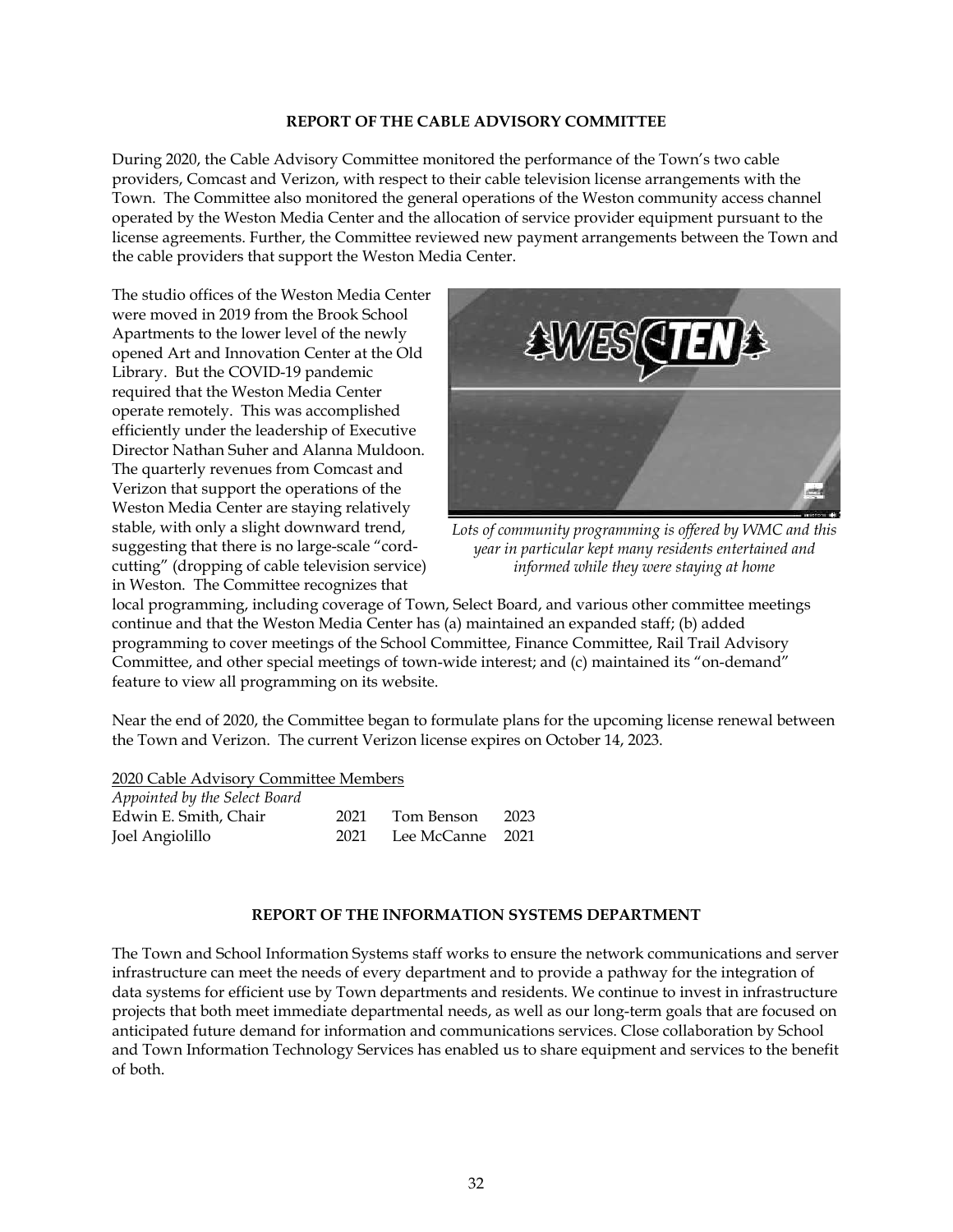## REPORT OF THE CABLE ADVISORY COMMITTEE

During 2020, the Cable Advisory Committee monitored the performance of the Town's two cable providers, Comcast and Verizon, with respect to their cable television license arrangements with the Town. The Committee also monitored the general operations of the Weston community access channel operated by the Weston Media Center and the allocation of service provider equipment pursuant to the license agreements. Further, the Committee reviewed new payment arrangements between the Town and the cable providers that support the Weston Media Center.

The studio offices of the Weston Media Center were moved in 2019 from the Brook School Apartments to the lower level of the newly opened Art and Innovation Center at the Old Library. But the COVID-19 pandemic required that the Weston Media Center operate remotely. This was accomplished efficiently under the leadership of Executive Director Nathan Suher and Alanna Muldoon. The quarterly revenues from Comcast and Verizon that support the operations of the Weston Media Center are staying relatively stable, with only a slight downward trend, suggesting that there is no large-scale "cord-cutting" (dropping of cable television service) in Weston. The Committee recognizes that local programming, including coverage of Town, Select Board, and various other committee meetings continue and that the Weston Media Center has (a) maintained an expanded staff; (b) added programming to cover meetings of the School Committee, Finance Committee, Rail Trail Advisory Committee, and other special meetings of town-wide interest; and (c) maintained its "on-demand" feature to view all programming on its website.

*Lots of community programming is offered by WMC and this year in particular kept many residents entertained and informed while they were staying at home*

Near the end of 2020, the Committee began to formulate plans for the upcoming license renewal between the Town and Verizon. The current Verizon license expires on October 14, 2023.

2020 Cable Advisory Committee Members

*Appointed by the Select Board*

| | | | |
|---|---|---|---|
| Edwin E. Smith, Chair | 2021 | Tom Benson | 2023 |
| Joel Angiolillo | 2021 | Lee McCanne | 2021 |

## REPORT OF THE INFORMATION SYSTEMS DEPARTMENT

The Town and School Information Systems staff works to ensure the network communications and server infrastructure can meet the needs of every department and to provide a pathway for the integration of data systems for efficient use by Town departments and residents. We continue to invest in infrastructure projects that both meet immediate departmental needs, as well as our long-term goals that are focused on anticipated future demand for information and communications services. Close collaboration by School and Town Information Technology Services has enabled us to share equipment and services to the benefit of both.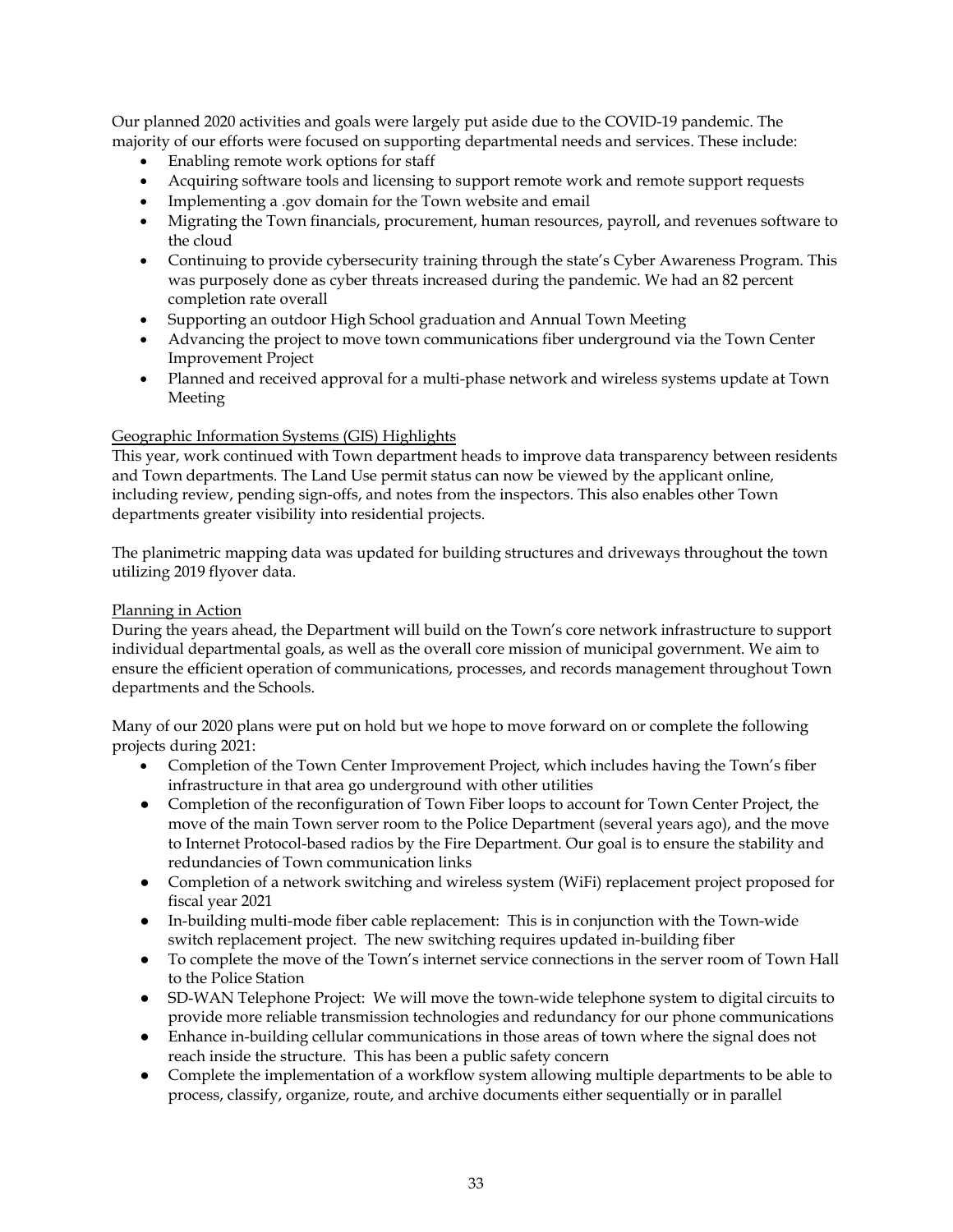Our planned 2020 activities and goals were largely put aside due to the COVID-19 pandemic. The majority of our efforts were focused on supporting departmental needs and services. These include:

- Enabling remote work options for staff
- Acquiring software tools and licensing to support remote work and remote support requests
- Implementing a .gov domain for the Town website and email
- Migrating the Town financials, procurement, human resources, payroll, and revenues software to the cloud
- Continuing to provide cybersecurity training through the state's Cyber Awareness Program. This was purposely done as cyber threats increased during the pandemic. We had an 82 percent completion rate overall
- Supporting an outdoor High School graduation and Annual Town Meeting
- Advancing the project to move town communications fiber underground via the Town Center Improvement Project
- Planned and received approval for a multi-phase network and wireless systems update at Town Meeting

## Geographic Information Systems (GIS) Highlights

This year, work continued with Town department heads to improve data transparency between residents and Town departments. The Land Use permit status can now be viewed by the applicant online, including review, pending sign-offs, and notes from the inspectors. This also enables other Town departments greater visibility into residential projects.

The planimetric mapping data was updated for building structures and driveways throughout the town utilizing 2019 flyover data.

## Planning in Action

During the years ahead, the Department will build on the Town's core network infrastructure to support individual departmental goals, as well as the overall core mission of municipal government. We aim to ensure the efficient operation of communications, processes, and records management throughout Town departments and the Schools.

Many of our 2020 plans were put on hold but we hope to move forward on or complete the following projects during 2021:

- Completion of the Town Center Improvement Project, which includes having the Town's fiber infrastructure in that area go underground with other utilities
- Completion of the reconfiguration of Town Fiber loops to account for Town Center Project, the move of the main Town server room to the Police Department (several years ago), and the move to Internet Protocol-based radios by the Fire Department. Our goal is to ensure the stability and redundancies of Town communication links
- Completion of a network switching and wireless system (WiFi) replacement project proposed for fiscal year 2021
- In-building multi-mode fiber cable replacement: This is in conjunction with the Town-wide switch replacement project. The new switching requires updated in-building fiber
- To complete the move of the Town's internet service connections in the server room of Town Hall to the Police Station
- SD-WAN Telephone Project: We will move the town-wide telephone system to digital circuits to provide more reliable transmission technologies and redundancy for our phone communications
- Enhance in-building cellular communications in those areas of town where the signal does not reach inside the structure. This has been a public safety concern
- Complete the implementation of a workflow system allowing multiple departments to be able to process, classify, organize, route, and archive documents either sequentially or in parallel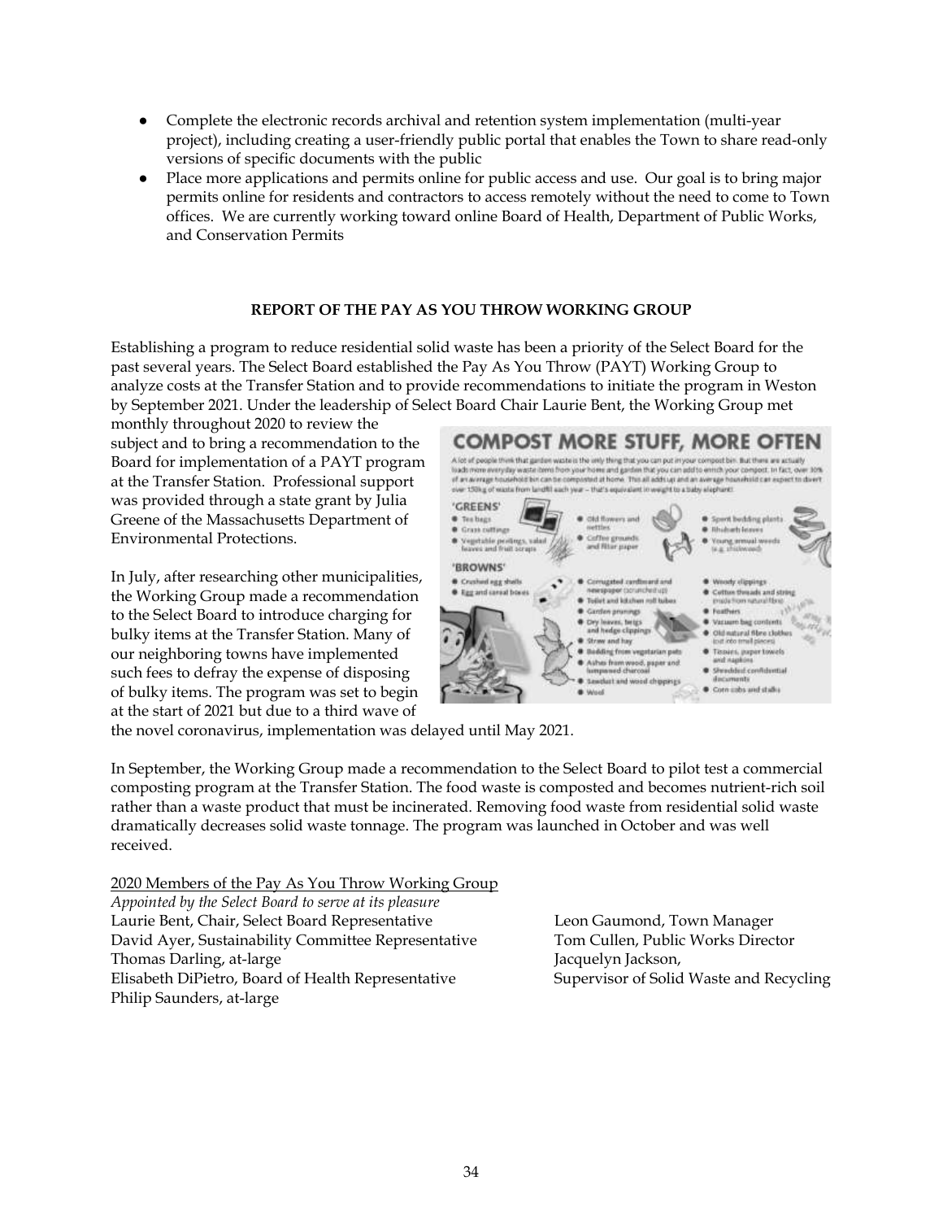- Complete the electronic records archival and retention system implementation (multi-year project), including creating a user-friendly public portal that enables the Town to share read-only versions of specific documents with the public
- Place more applications and permits online for public access and use. Our goal is to bring major permits online for residents and contractors to access remotely without the need to come to Town offices. We are currently working toward online Board of Health, Department of Public Works, and Conservation Permits

## REPORT OF THE PAY AS YOU THROW WORKING GROUP

Establishing a program to reduce residential solid waste has been a priority of the Select Board for the past several years. The Select Board established the Pay As You Throw (PAYT) Working Group to analyze costs at the Transfer Station and to provide recommendations to initiate the program in Weston by September 2021. Under the leadership of Select Board Chair Laurie Bent, the Working Group met monthly throughout 2020 to review the subject and to bring a recommendation to the Board for implementation of a PAYT program at the Transfer Station. Professional support was provided through a state grant by Julia Greene of the Massachusetts Department of Environmental Protections.

In July, after researching other municipalities, the Working Group made a recommendation to the Select Board to introduce charging for bulky items at the Transfer Station. Many of our neighboring towns have implemented such fees to defray the expense of disposing of bulky items. The program was set to begin at the start of 2021 but due to a third wave of the novel coronavirus, implementation was delayed until May 2021.

In September, the Working Group made a recommendation to the Select Board to pilot test a commercial composting program at the Transfer Station. The food waste is composted and becomes nutrient-rich soil rather than a waste product that must be incinerated. Removing food waste from residential solid waste dramatically decreases solid waste tonnage. The program was launched in October and was well received.

2020 Members of the Pay As You Throw Working Group

*Appointed by the Select Board to serve at its pleasure*

Laurie Bent, Chair, Select Board Representative
David Ayer, Sustainability Committee Representative
Thomas Darling, at-large
Elisabeth DiPietro, Board of Health Representative
Philip Saunders, at-large

Leon Gaumond, Town Manager
Tom Cullen, Public Works Director
Jacquelyn Jackson,
Supervisor of Solid Waste and Recycling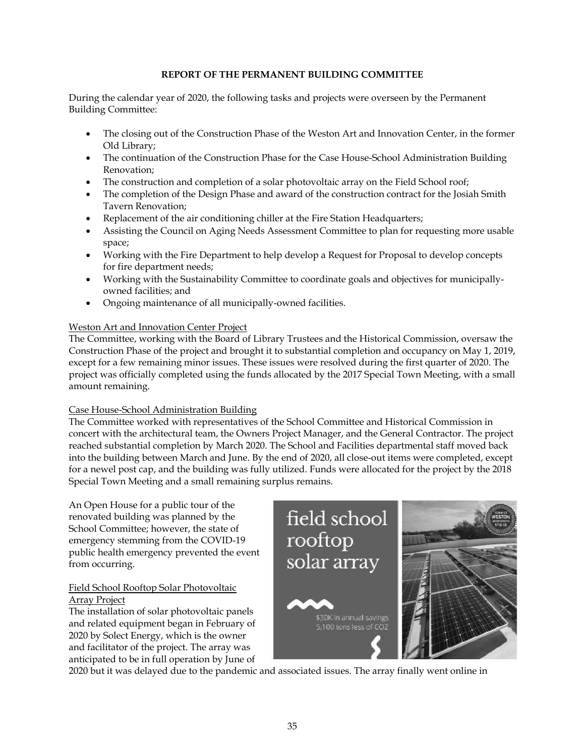**REPORT OF THE PERMANENT BUILDING COMMITTEE**

During the calendar year of 2020, the following tasks and projects were overseen by the Permanent Building Committee:

- The closing out of the Construction Phase of the Weston Art and Innovation Center, in the former Old Library;
- The continuation of the Construction Phase for the Case House-School Administration Building Renovation;
- The construction and completion of a solar photovoltaic array on the Field School roof;
- The completion of the Design Phase and award of the construction contract for the Josiah Smith Tavern Renovation;
- Replacement of the air conditioning chiller at the Fire Station Headquarters;
- Assisting the Council on Aging Needs Assessment Committee to plan for requesting more usable space;
- Working with the Fire Department to help develop a Request for Proposal to develop concepts for fire department needs;
- Working with the Sustainability Committee to coordinate goals and objectives for municipally-owned facilities; and
- Ongoing maintenance of all municipally-owned facilities.

Weston Art and Innovation Center Project

The Committee, working with the Board of Library Trustees and the Historical Commission, oversaw the Construction Phase of the project and brought it to substantial completion and occupancy on May 1, 2019, except for a few remaining minor issues. These issues were resolved during the first quarter of 2020. The project was officially completed using the funds allocated by the 2017 Special Town Meeting, with a small amount remaining.

Case House-School Administration Building

The Committee worked with representatives of the School Committee and Historical Commission in concert with the architectural team, the Owners Project Manager, and the General Contractor. The project reached substantial completion by March 2020. The School and Facilities departmental staff moved back into the building between March and June. By the end of 2020, all close-out items were completed, except for a newel post cap, and the building was fully utilized. Funds were allocated for the project by the 2018 Special Town Meeting and a small remaining surplus remains.

An Open House for a public tour of the renovated building was planned by the School Committee; however, the state of emergency stemming from the COVID-19 public health emergency prevented the event from occurring.

field school rooftop solar array

$30K in annual savings
5,100 tons less of CO2

Field School Rooftop Solar Photovoltaic Array Project

The installation of solar photovoltaic panels and related equipment began in February of 2020 by Solect Energy, which is the owner and facilitator of the project. The array was anticipated to be in full operation by June of 2020 but it was delayed due to the pandemic and associated issues. The array finally went online in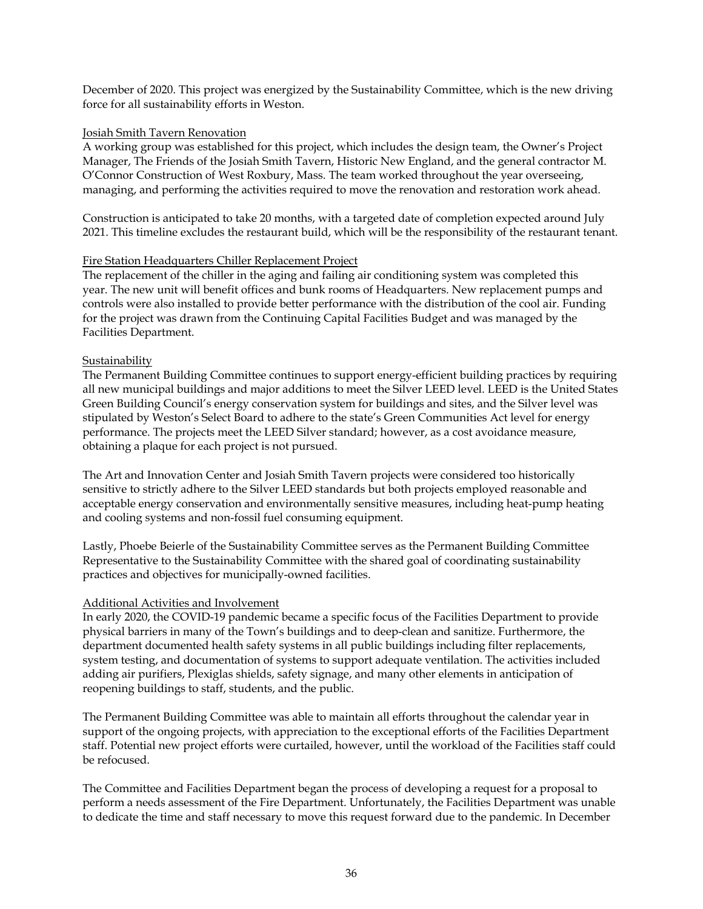December of 2020. This project was energized by the Sustainability Committee, which is the new driving force for all sustainability efforts in Weston.

### Josiah Smith Tavern Renovation

A working group was established for this project, which includes the design team, the Owner's Project Manager, The Friends of the Josiah Smith Tavern, Historic New England, and the general contractor M. O'Connor Construction of West Roxbury, Mass. The team worked throughout the year overseeing, managing, and performing the activities required to move the renovation and restoration work ahead.

Construction is anticipated to take 20 months, with a targeted date of completion expected around July 2021. This timeline excludes the restaurant build, which will be the responsibility of the restaurant tenant.

### Fire Station Headquarters Chiller Replacement Project

The replacement of the chiller in the aging and failing air conditioning system was completed this year. The new unit will benefit offices and bunk rooms of Headquarters. New replacement pumps and controls were also installed to provide better performance with the distribution of the cool air. Funding for the project was drawn from the Continuing Capital Facilities Budget and was managed by the Facilities Department.

### Sustainability

The Permanent Building Committee continues to support energy-efficient building practices by requiring all new municipal buildings and major additions to meet the Silver LEED level. LEED is the United States Green Building Council's energy conservation system for buildings and sites, and the Silver level was stipulated by Weston's Select Board to adhere to the state's Green Communities Act level for energy performance. The projects meet the LEED Silver standard; however, as a cost avoidance measure, obtaining a plaque for each project is not pursued.

The Art and Innovation Center and Josiah Smith Tavern projects were considered too historically sensitive to strictly adhere to the Silver LEED standards but both projects employed reasonable and acceptable energy conservation and environmentally sensitive measures, including heat-pump heating and cooling systems and non-fossil fuel consuming equipment.

Lastly, Phoebe Beierle of the Sustainability Committee serves as the Permanent Building Committee Representative to the Sustainability Committee with the shared goal of coordinating sustainability practices and objectives for municipally-owned facilities.

### Additional Activities and Involvement

In early 2020, the COVID-19 pandemic became a specific focus of the Facilities Department to provide physical barriers in many of the Town's buildings and to deep-clean and sanitize. Furthermore, the department documented health safety systems in all public buildings including filter replacements, system testing, and documentation of systems to support adequate ventilation. The activities included adding air purifiers, Plexiglas shields, safety signage, and many other elements in anticipation of reopening buildings to staff, students, and the public.

The Permanent Building Committee was able to maintain all efforts throughout the calendar year in support of the ongoing projects, with appreciation to the exceptional efforts of the Facilities Department staff. Potential new project efforts were curtailed, however, until the workload of the Facilities staff could be refocused.

The Committee and Facilities Department began the process of developing a request for a proposal to perform a needs assessment of the Fire Department. Unfortunately, the Facilities Department was unable to dedicate the time and staff necessary to move this request forward due to the pandemic. In December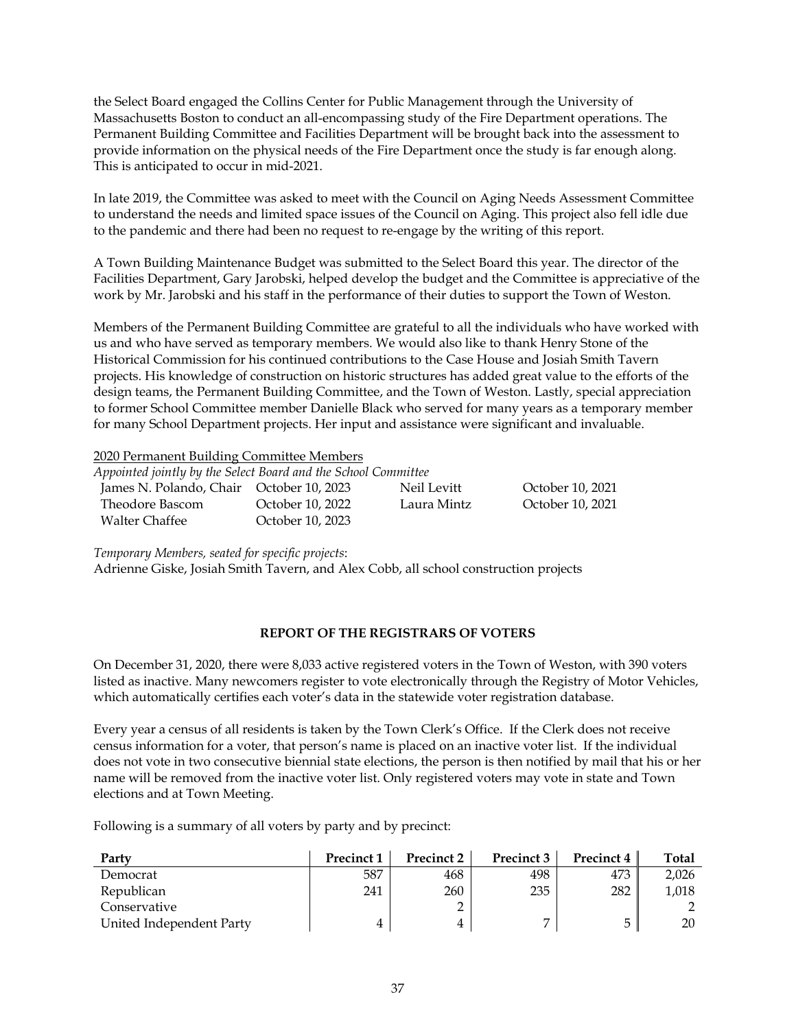the Select Board engaged the Collins Center for Public Management through the University of Massachusetts Boston to conduct an all-encompassing study of the Fire Department operations. The Permanent Building Committee and Facilities Department will be brought back into the assessment to provide information on the physical needs of the Fire Department once the study is far enough along. This is anticipated to occur in mid-2021.

In late 2019, the Committee was asked to meet with the Council on Aging Needs Assessment Committee to understand the needs and limited space issues of the Council on Aging. This project also fell idle due to the pandemic and there had been no request to re-engage by the writing of this report.

A Town Building Maintenance Budget was submitted to the Select Board this year. The director of the Facilities Department, Gary Jarobski, helped develop the budget and the Committee is appreciative of the work by Mr. Jarobski and his staff in the performance of their duties to support the Town of Weston.

Members of the Permanent Building Committee are grateful to all the individuals who have worked with us and who have served as temporary members. We would also like to thank Henry Stone of the Historical Commission for his continued contributions to the Case House and Josiah Smith Tavern projects. His knowledge of construction on historic structures has added great value to the efforts of the design teams, the Permanent Building Committee, and the Town of Weston. Lastly, special appreciation to former School Committee member Danielle Black who served for many years as a temporary member for many School Department projects. Her input and assistance were significant and invaluable.

2020 Permanent Building Committee Members

*Appointed jointly by the Select Board and the School Committee*

| | | | |
|---|---|---|---|
| James N. Polando, Chair | October 10, 2023 | Neil Levitt | October 10, 2021 |
| Theodore Bascom | October 10, 2022 | Laura Mintz | October 10, 2021 |
| Walter Chaffee | October 10, 2023 | | |

*Temporary Members, seated for specific projects*:
Adrienne Giske, Josiah Smith Tavern, and Alex Cobb, all school construction projects

**REPORT OF THE REGISTRARS OF VOTERS**

On December 31, 2020, there were 8,033 active registered voters in the Town of Weston, with 390 voters listed as inactive. Many newcomers register to vote electronically through the Registry of Motor Vehicles, which automatically certifies each voter's data in the statewide voter registration database.

Every year a census of all residents is taken by the Town Clerk's Office. If the Clerk does not receive census information for a voter, that person's name is placed on an inactive voter list. If the individual does not vote in two consecutive biennial state elections, the person is then notified by mail that his or her name will be removed from the inactive voter list. Only registered voters may vote in state and Town elections and at Town Meeting.

Following is a summary of all voters by party and by precinct:

| Party | Precinct 1 | Precinct 2 | Precinct 3 | Precinct 4 | Total |
|---|---|---|---|---|---|
| Democrat | 587 | 468 | 498 | 473 | 2,026 |
| Republican | 241 | 260 | 235 | 282 | 1,018 |
| Conservative | | 2 | | | 2 |
| United Independent Party | 4 | 4 | 7 | 5 | 20 |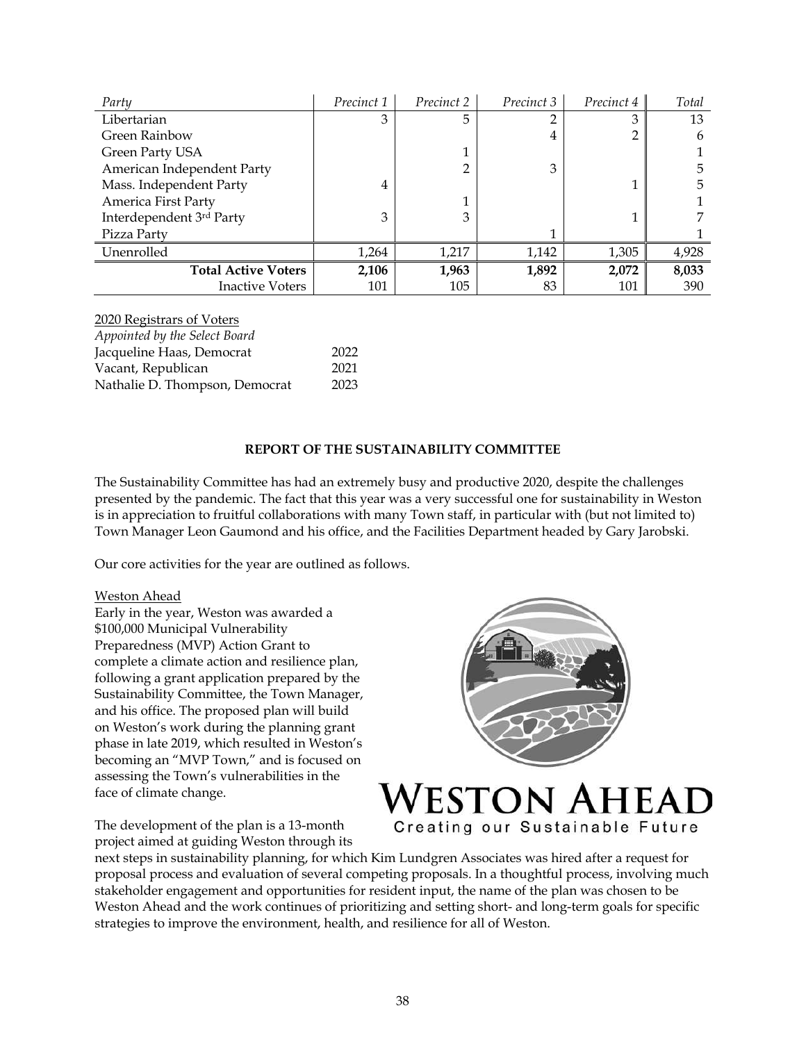| *Party* | *Precinct 1* | *Precinct 2* | *Precinct 3* | *Precinct 4* | *Total* |
|---|---|---|---|---|---|
| Libertarian | 3 | 5 | 2 | 3 | 13 |
| Green Rainbow | | | 4 | 2 | 6 |
| Green Party USA | | 1 | | | 1 |
| American Independent Party | | 2 | 3 | | 5 |
| Mass. Independent Party | 4 | | | 1 | 5 |
| America First Party | | 1 | | | 1 |
| Interdependent 3rd Party | 3 | 3 | | 1 | 7 |
| Pizza Party | | | 1 | | 1 |
| Unenrolled | 1,264 | 1,217 | 1,142 | 1,305 | 4,928 |
| **Total Active Voters** | **2,106** | **1,963** | **1,892** | **2,072** | **8,033** |
| Inactive Voters | 101 | 105 | 83 | 101 | 390 |

2020 Registrars of Voters
*Appointed by the Select Board*

| | |
|---|---|
| Jacqueline Haas, Democrat | 2022 |
| Vacant, Republican | 2021 |
| Nathalie D. Thompson, Democrat | 2023 |

## REPORT OF THE SUSTAINABILITY COMMITTEE

The Sustainability Committee has had an extremely busy and productive 2020, despite the challenges presented by the pandemic. The fact that this year was a very successful one for sustainability in Weston is in appreciation to fruitful collaborations with many Town staff, in particular with (but not limited to) Town Manager Leon Gaumond and his office, and the Facilities Department headed by Gary Jarobski.

Our core activities for the year are outlined as follows.

Weston Ahead

Early in the year, Weston was awarded a $100,000 Municipal Vulnerability Preparedness (MVP) Action Grant to complete a climate action and resilience plan, following a grant application prepared by the Sustainability Committee, the Town Manager, and his office. The proposed plan will build on Weston's work during the planning grant phase in late 2019, which resulted in Weston's becoming an "MVP Town," and is focused on assessing the Town's vulnerabilities in the face of climate change.

WESTON AHEAD
Creating our Sustainable Future

The development of the plan is a 13-month project aimed at guiding Weston through its next steps in sustainability planning, for which Kim Lundgren Associates was hired after a request for proposal process and evaluation of several competing proposals. In a thoughtful process, involving much stakeholder engagement and opportunities for resident input, the name of the plan was chosen to be Weston Ahead and the work continues of prioritizing and setting short- and long-term goals for specific strategies to improve the environment, health, and resilience for all of Weston.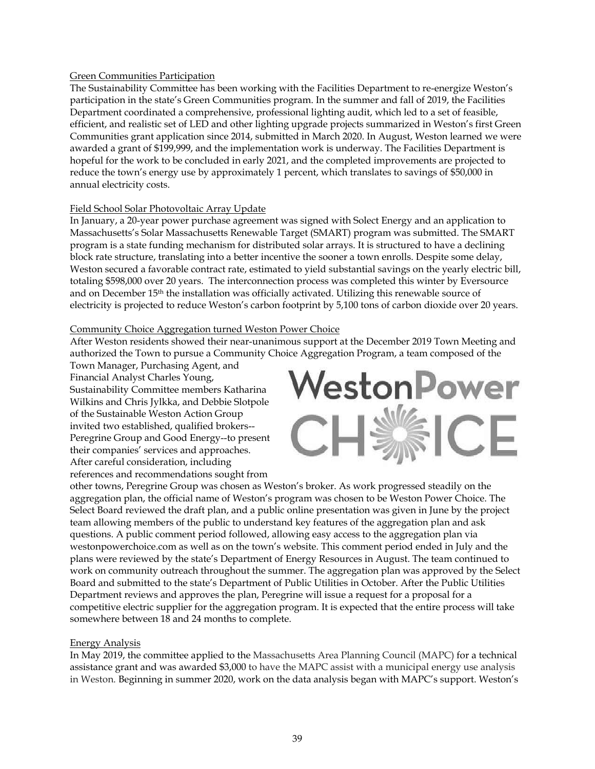Green Communities Participation

The Sustainability Committee has been working with the Facilities Department to re-energize Weston's participation in the state's Green Communities program. In the summer and fall of 2019, the Facilities Department coordinated a comprehensive, professional lighting audit, which led to a set of feasible, efficient, and realistic set of LED and other lighting upgrade projects summarized in Weston's first Green Communities grant application since 2014, submitted in March 2020. In August, Weston learned we were awarded a grant of $199,999, and the implementation work is underway. The Facilities Department is hopeful for the work to be concluded in early 2021, and the completed improvements are projected to reduce the town's energy use by approximately 1 percent, which translates to savings of $50,000 in annual electricity costs.

Field School Solar Photovoltaic Array Update

In January, a 20-year power purchase agreement was signed with Solect Energy and an application to Massachusetts's Solar Massachusetts Renewable Target (SMART) program was submitted. The SMART program is a state funding mechanism for distributed solar arrays. It is structured to have a declining block rate structure, translating into a better incentive the sooner a town enrolls. Despite some delay, Weston secured a favorable contract rate, estimated to yield substantial savings on the yearly electric bill, totaling $598,000 over 20 years. The interconnection process was completed this winter by Eversource and on December 15th the installation was officially activated. Utilizing this renewable source of electricity is projected to reduce Weston's carbon footprint by 5,100 tons of carbon dioxide over 20 years.

Community Choice Aggregation turned Weston Power Choice

After Weston residents showed their near-unanimous support at the December 2019 Town Meeting and authorized the Town to pursue a Community Choice Aggregation Program, a team composed of the Town Manager, Purchasing Agent, and Financial Analyst Charles Young, Sustainability Committee members Katharina Wilkins and Chris Jylkka, and Debbie Slotpole of the Sustainable Weston Action Group invited two established, qualified brokers--Peregrine Group and Good Energy--to present their companies' services and approaches. After careful consideration, including references and recommendations sought from other towns, Peregrine Group was chosen as Weston's broker. As work progressed steadily on the aggregation plan, the official name of Weston's program was chosen to be Weston Power Choice. The Select Board reviewed the draft plan, and a public online presentation was given in June by the project team allowing members of the public to understand key features of the aggregation plan and ask questions. A public comment period followed, allowing easy access to the aggregation plan via westonpowerchoice.com as well as on the town's website. This comment period ended in July and the plans were reviewed by the state's Department of Energy Resources in August. The team continued to work on community outreach throughout the summer. The aggregation plan was approved by the Select Board and submitted to the state's Department of Public Utilities in October. After the Public Utilities Department reviews and approves the plan, Peregrine will issue a request for a proposal for a competitive electric supplier for the aggregation program. It is expected that the entire process will take somewhere between 18 and 24 months to complete.

Energy Analysis

In May 2019, the committee applied to the Massachusetts Area Planning Council (MAPC) for a technical assistance grant and was awarded $3,000 to have the MAPC assist with a municipal energy use analysis in Weston. Beginning in summer 2020, work on the data analysis began with MAPC's support. Weston's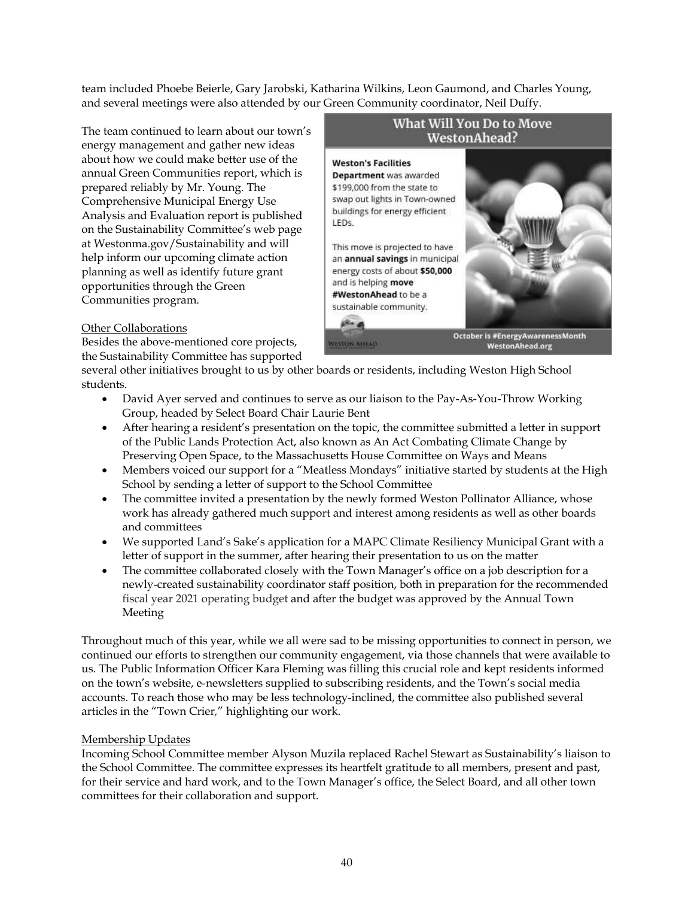team included Phoebe Beierle, Gary Jarobski, Katharina Wilkins, Leon Gaumond, and Charles Young, and several meetings were also attended by our Green Community coordinator, Neil Duffy.

The team continued to learn about our town's energy management and gather new ideas about how we could make better use of the annual Green Communities report, which is prepared reliably by Mr. Young. The Comprehensive Municipal Energy Use Analysis and Evaluation report is published on the Sustainability Committee's web page at Westonma.gov/Sustainability and will help inform our upcoming climate action planning as well as identify future grant opportunities through the Green Communities program.

**What Will You Do to Move WestonAhead?**

**Weston's Facilities Department** was awarded $199,000 from the state to swap out lights in Town-owned buildings for energy efficient LEDs.

This move is projected to have an **annual savings** in municipal energy costs of about **$50,000** and is helping **move #WestonAhead** to be a sustainable community.

**October is #EnergyAwarenessMonth WestonAhead.org**

Other Collaborations

Besides the above-mentioned core projects, the Sustainability Committee has supported several other initiatives brought to us by other boards or residents, including Weston High School students.

- David Ayer served and continues to serve as our liaison to the Pay-As-You-Throw Working Group, headed by Select Board Chair Laurie Bent
- After hearing a resident's presentation on the topic, the committee submitted a letter in support of the Public Lands Protection Act, also known as An Act Combating Climate Change by Preserving Open Space, to the Massachusetts House Committee on Ways and Means
- Members voiced our support for a "Meatless Mondays" initiative started by students at the High School by sending a letter of support to the School Committee
- The committee invited a presentation by the newly formed Weston Pollinator Alliance, whose work has already gathered much support and interest among residents as well as other boards and committees
- We supported Land's Sake's application for a MAPC Climate Resiliency Municipal Grant with a letter of support in the summer, after hearing their presentation to us on the matter
- The committee collaborated closely with the Town Manager's office on a job description for a newly-created sustainability coordinator staff position, both in preparation for the recommended fiscal year 2021 operating budget and after the budget was approved by the Annual Town Meeting

Throughout much of this year, while we all were sad to be missing opportunities to connect in person, we continued our efforts to strengthen our community engagement, via those channels that were available to us. The Public Information Officer Kara Fleming was filling this crucial role and kept residents informed on the town's website, e-newsletters supplied to subscribing residents, and the Town's social media accounts. To reach those who may be less technology-inclined, the committee also published several articles in the "Town Crier," highlighting our work.

Membership Updates

Incoming School Committee member Alyson Muzila replaced Rachel Stewart as Sustainability's liaison to the School Committee. The committee expresses its heartfelt gratitude to all members, present and past, for their service and hard work, and to the Town Manager's office, the Select Board, and all other town committees for their collaboration and support.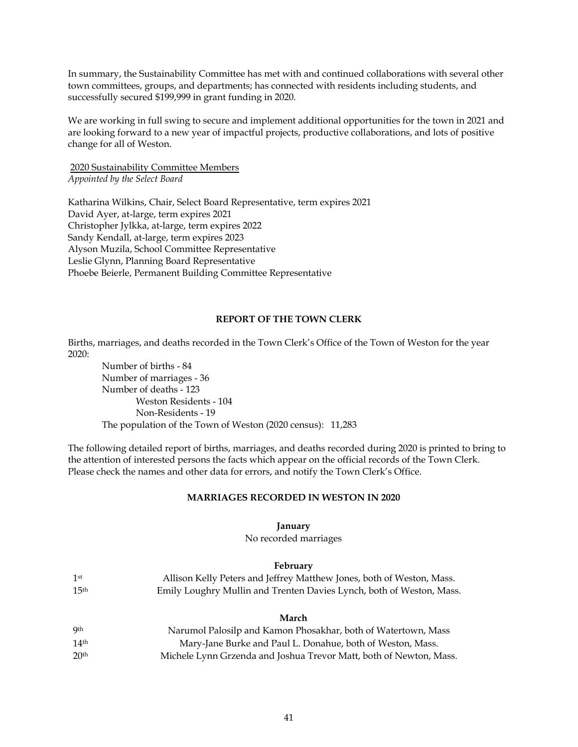In summary, the Sustainability Committee has met with and continued collaborations with several other town committees, groups, and departments; has connected with residents including students, and successfully secured $199,999 in grant funding in 2020.

We are working in full swing to secure and implement additional opportunities for the town in 2021 and are looking forward to a new year of impactful projects, productive collaborations, and lots of positive change for all of Weston.

2020 Sustainability Committee Members
*Appointed by the Select Board*

Katharina Wilkins, Chair, Select Board Representative, term expires 2021
David Ayer, at-large, term expires 2021
Christopher Jylkka, at-large, term expires 2022
Sandy Kendall, at-large, term expires 2023
Alyson Muzila, School Committee Representative
Leslie Glynn, Planning Board Representative
Phoebe Beierle, Permanent Building Committee Representative

## REPORT OF THE TOWN CLERK

Births, marriages, and deaths recorded in the Town Clerk's Office of the Town of Weston for the year 2020:

Number of births - 84
Number of marriages - 36
Number of deaths - 123
 Weston Residents - 104
 Non-Residents - 19
The population of the Town of Weston (2020 census): 11,283

The following detailed report of births, marriages, and deaths recorded during 2020 is printed to bring to the attention of interested persons the facts which appear on the official records of the Town Clerk. Please check the names and other data for errors, and notify the Town Clerk's Office.

## MARRIAGES RECORDED IN WESTON IN 2020

**January**

No recorded marriages

**February**

| | |
|---|---|
| 1st | Allison Kelly Peters and Jeffrey Matthew Jones, both of Weston, Mass. |
| 15th | Emily Loughry Mullin and Trenten Davies Lynch, both of Weston, Mass. |

**March**

| | |
|---|---|
| 9th | Narumol Palosilp and Kamon Phosakhar, both of Watertown, Mass |
| 14th | Mary-Jane Burke and Paul L. Donahue, both of Weston, Mass. |
| 20th | Michele Lynn Grzenda and Joshua Trevor Matt, both of Newton, Mass. |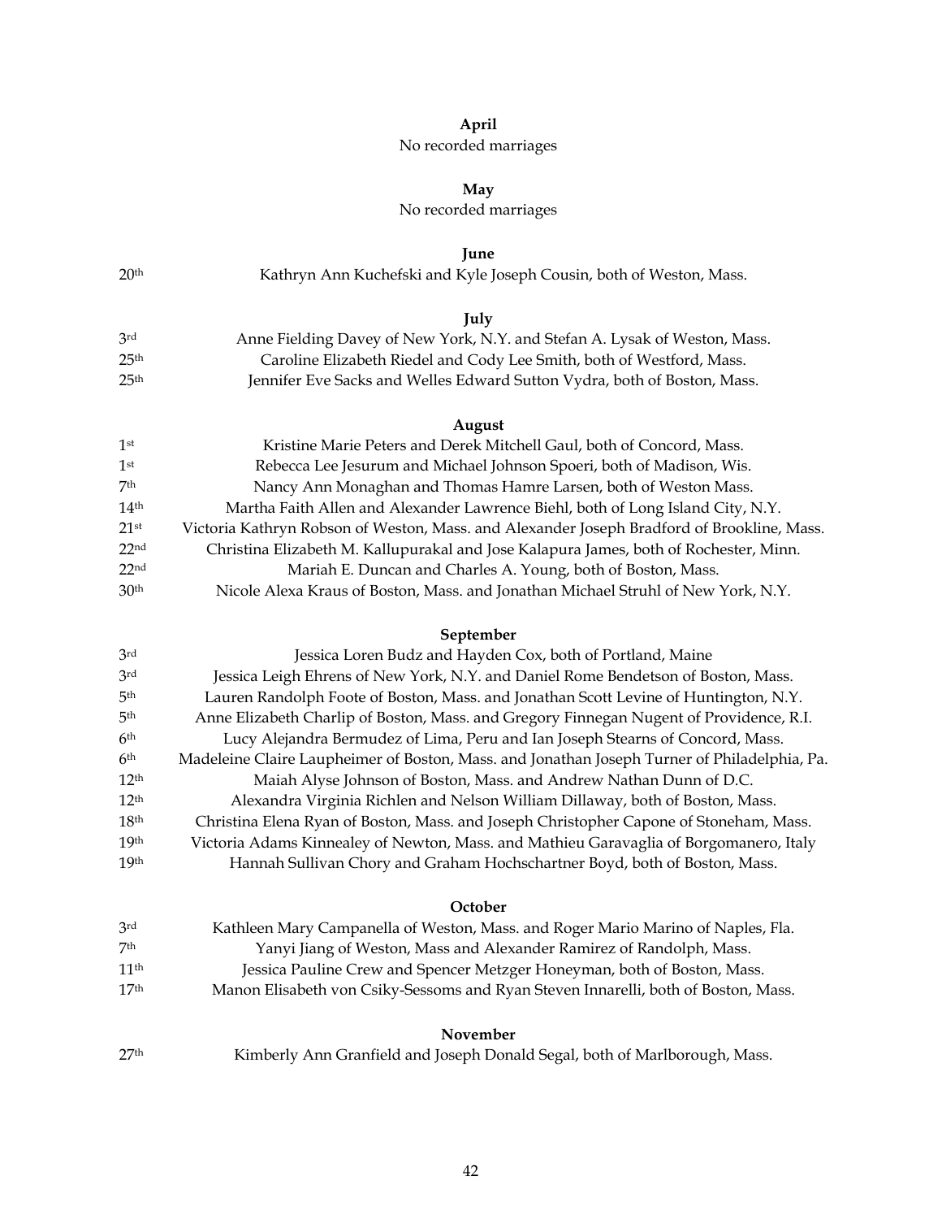**April**

No recorded marriages

**May**

No recorded marriages

**June**

20th Kathryn Ann Kuchefski and Kyle Joseph Cousin, both of Weston, Mass.

**July**

3rd Anne Fielding Davey of New York, N.Y. and Stefan A. Lysak of Weston, Mass.
25th Caroline Elizabeth Riedel and Cody Lee Smith, both of Westford, Mass.
25th Jennifer Eve Sacks and Welles Edward Sutton Vydra, both of Boston, Mass.

**August**

1st Kristine Marie Peters and Derek Mitchell Gaul, both of Concord, Mass.
1st Rebecca Lee Jesurum and Michael Johnson Spoeri, both of Madison, Wis.
7th Nancy Ann Monaghan and Thomas Hamre Larsen, both of Weston Mass.
14th Martha Faith Allen and Alexander Lawrence Biehl, both of Long Island City, N.Y.
21st Victoria Kathryn Robson of Weston, Mass. and Alexander Joseph Bradford of Brookline, Mass.
22nd Christina Elizabeth M. Kallupurakal and Jose Kalapura James, both of Rochester, Minn.
22nd Mariah E. Duncan and Charles A. Young, both of Boston, Mass.
30th Nicole Alexa Kraus of Boston, Mass. and Jonathan Michael Struhl of New York, N.Y.

**September**

3rd Jessica Loren Budz and Hayden Cox, both of Portland, Maine
3rd Jessica Leigh Ehrens of New York, N.Y. and Daniel Rome Bendetson of Boston, Mass.
5th Lauren Randolph Foote of Boston, Mass. and Jonathan Scott Levine of Huntington, N.Y.
5th Anne Elizabeth Charlip of Boston, Mass. and Gregory Finnegan Nugent of Providence, R.I.
6th Lucy Alejandra Bermudez of Lima, Peru and Ian Joseph Stearns of Concord, Mass.
6th Madeleine Claire Laupheimer of Boston, Mass. and Jonathan Joseph Turner of Philadelphia, Pa.
12th Maiah Alyse Johnson of Boston, Mass. and Andrew Nathan Dunn of D.C.
12th Alexandra Virginia Richlen and Nelson William Dillaway, both of Boston, Mass.
18th Christina Elena Ryan of Boston, Mass. and Joseph Christopher Capone of Stoneham, Mass.
19th Victoria Adams Kinnealey of Newton, Mass. and Mathieu Garavaglia of Borgomanero, Italy
19th Hannah Sullivan Chory and Graham Hochschartner Boyd, both of Boston, Mass.

**October**

3rd Kathleen Mary Campanella of Weston, Mass. and Roger Mario Marino of Naples, Fla.
7th Yanyi Jiang of Weston, Mass and Alexander Ramirez of Randolph, Mass.
11th Jessica Pauline Crew and Spencer Metzger Honeyman, both of Boston, Mass.
17th Manon Elisabeth von Csiky-Sessoms and Ryan Steven Innarelli, both of Boston, Mass.

**November**

27th Kimberly Ann Granfield and Joseph Donald Segal, both of Marlborough, Mass.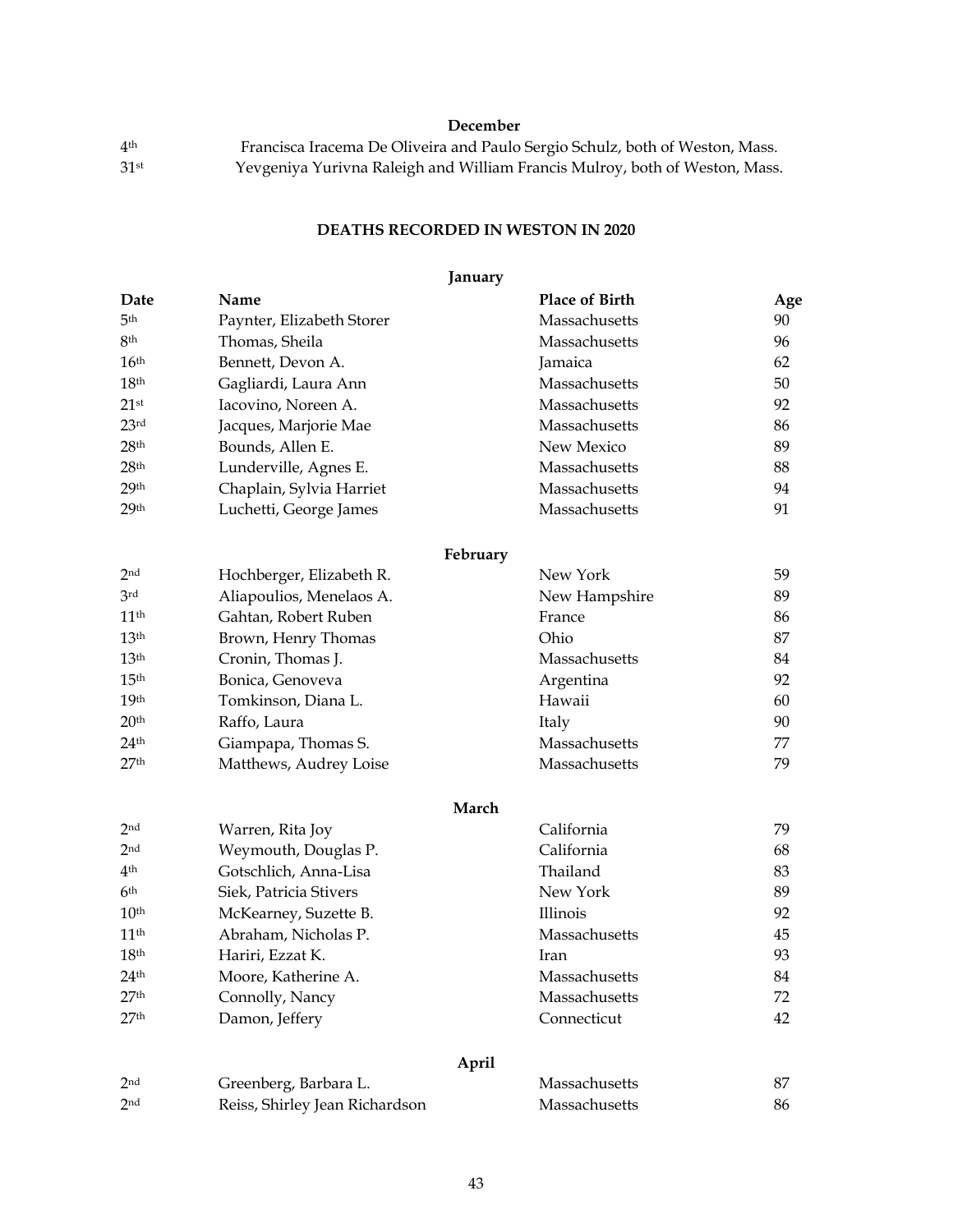**December**

| | |
|---|---|
| 4th | Francisca Iracema De Oliveira and Paulo Sergio Schulz, both of Weston, Mass. |
| 31st | Yevgeniya Yurivna Raleigh and William Francis Mulroy, both of Weston, Mass. |

## DEATHS RECORDED IN WESTON IN 2020

**January**

| Date | Name | Place of Birth | Age |
|---|---|---|---|
| 5th | Paynter, Elizabeth Storer | Massachusetts | 90 |
| 8th | Thomas, Sheila | Massachusetts | 96 |
| 16th | Bennett, Devon A. | Jamaica | 62 |
| 18th | Gagliardi, Laura Ann | Massachusetts | 50 |
| 21st | Iacovino, Noreen A. | Massachusetts | 92 |
| 23rd | Jacques, Marjorie Mae | Massachusetts | 86 |
| 28th | Bounds, Allen E. | New Mexico | 89 |
| 28th | Lunderville, Agnes E. | Massachusetts | 88 |
| 29th | Chaplain, Sylvia Harriet | Massachusetts | 94 |
| 29th | Luchetti, George James | Massachusetts | 91 |

**February**

| Date | Name | Place of Birth | Age |
|---|---|---|---|
| 2nd | Hochberger, Elizabeth R. | New York | 59 |
| 3rd | Aliapoulios, Menelaos A. | New Hampshire | 89 |
| 11th | Gahtan, Robert Ruben | France | 86 |
| 13th | Brown, Henry Thomas | Ohio | 87 |
| 13th | Cronin, Thomas J. | Massachusetts | 84 |
| 15th | Bonica, Genoveva | Argentina | 92 |
| 19th | Tomkinson, Diana L. | Hawaii | 60 |
| 20th | Raffo, Laura | Italy | 90 |
| 24th | Giampapa, Thomas S. | Massachusetts | 77 |
| 27th | Matthews, Audrey Loise | Massachusetts | 79 |

**March**

| Date | Name | Place of Birth | Age |
|---|---|---|---|
| 2nd | Warren, Rita Joy | California | 79 |
| 2nd | Weymouth, Douglas P. | California | 68 |
| 4th | Gotschlich, Anna-Lisa | Thailand | 83 |
| 6th | Siek, Patricia Stivers | New York | 89 |
| 10th | McKearney, Suzette B. | Illinois | 92 |
| 11th | Abraham, Nicholas P. | Massachusetts | 45 |
| 18th | Hariri, Ezzat K. | Iran | 93 |
| 24th | Moore, Katherine A. | Massachusetts | 84 |
| 27th | Connolly, Nancy | Massachusetts | 72 |
| 27th | Damon, Jeffery | Connecticut | 42 |

**April**

| Date | Name | Place of Birth | Age |
|---|---|---|---|
| 2nd | Greenberg, Barbara L. | Massachusetts | 87 |
| 2nd | Reiss, Shirley Jean Richardson | Massachusetts | 86 |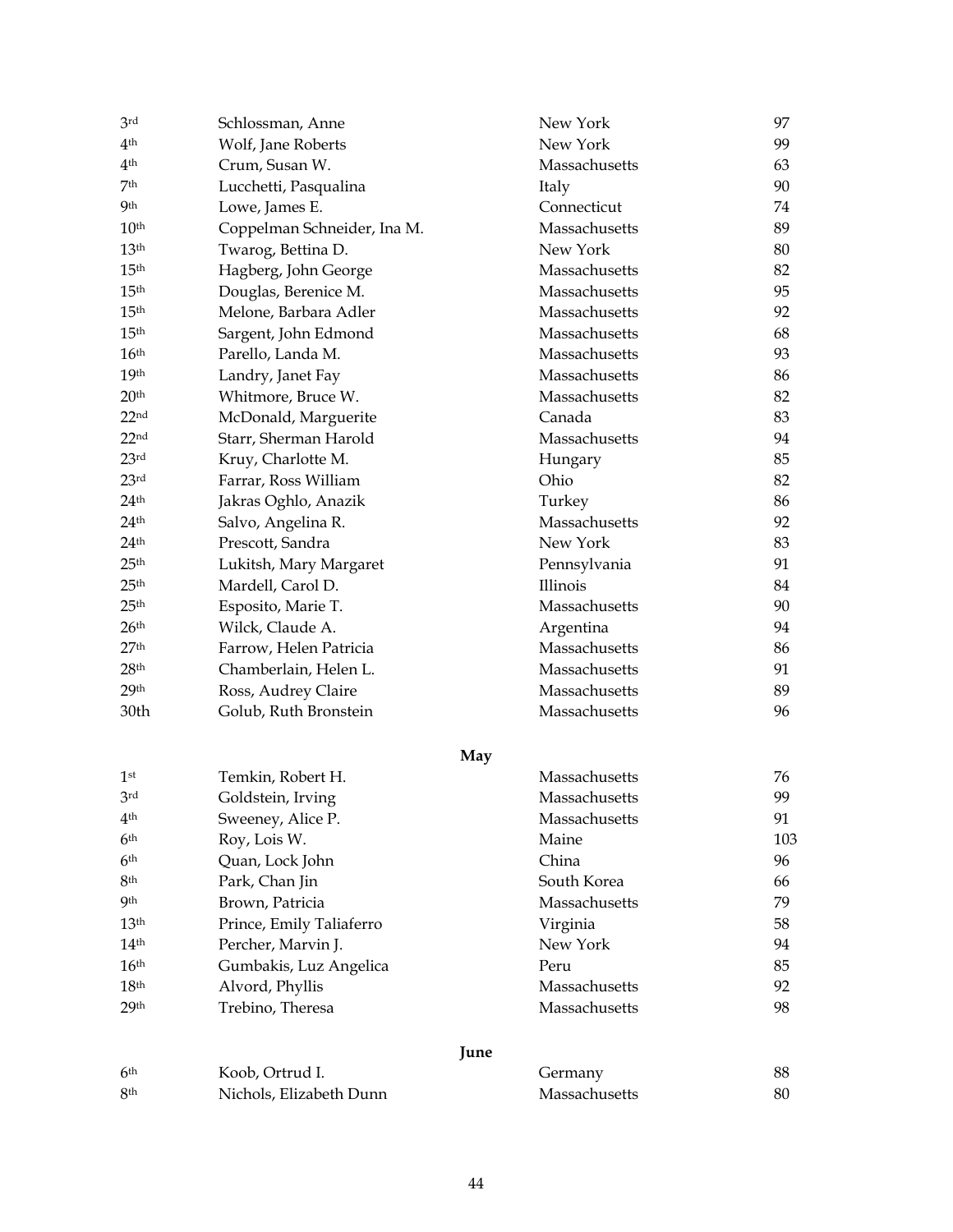| | | | |
|---|---|---|---|
| 3rd | Schlossman, Anne | New York | 97 |
| 4th | Wolf, Jane Roberts | New York | 99 |
| 4th | Crum, Susan W. | Massachusetts | 63 |
| 7th | Lucchetti, Pasqualina | Italy | 90 |
| 9th | Lowe, James E. | Connecticut | 74 |
| 10th | Coppelman Schneider, Ina M. | Massachusetts | 89 |
| 13th | Twarog, Bettina D. | New York | 80 |
| 15th | Hagberg, John George | Massachusetts | 82 |
| 15th | Douglas, Berenice M. | Massachusetts | 95 |
| 15th | Melone, Barbara Adler | Massachusetts | 92 |
| 15th | Sargent, John Edmond | Massachusetts | 68 |
| 16th | Parello, Landa M. | Massachusetts | 93 |
| 19th | Landry, Janet Fay | Massachusetts | 86 |
| 20th | Whitmore, Bruce W. | Massachusetts | 82 |
| 22nd | McDonald, Marguerite | Canada | 83 |
| 22nd | Starr, Sherman Harold | Massachusetts | 94 |
| 23rd | Kruy, Charlotte M. | Hungary | 85 |
| 23rd | Farrar, Ross William | Ohio | 82 |
| 24th | Jakras Oghlo, Anazik | Turkey | 86 |
| 24th | Salvo, Angelina R. | Massachusetts | 92 |
| 24th | Prescott, Sandra | New York | 83 |
| 25th | Lukitsh, Mary Margaret | Pennsylvania | 91 |
| 25th | Mardell, Carol D. | Illinois | 84 |
| 25th | Esposito, Marie T. | Massachusetts | 90 |
| 26th | Wilck, Claude A. | Argentina | 94 |
| 27th | Farrow, Helen Patricia | Massachusetts | 86 |
| 28th | Chamberlain, Helen L. | Massachusetts | 91 |
| 29th | Ross, Audrey Claire | Massachusetts | 89 |
| 30th | Golub, Ruth Bronstein | Massachusetts | 96 |

**May**

| | | | |
|---|---|---|---|
| 1st | Temkin, Robert H. | Massachusetts | 76 |
| 3rd | Goldstein, Irving | Massachusetts | 99 |
| 4th | Sweeney, Alice P. | Massachusetts | 91 |
| 6th | Roy, Lois W. | Maine | 103 |
| 6th | Quan, Lock John | China | 96 |
| 8th | Park, Chan Jin | South Korea | 66 |
| 9th | Brown, Patricia | Massachusetts | 79 |
| 13th | Prince, Emily Taliaferro | Virginia | 58 |
| 14th | Percher, Marvin J. | New York | 94 |
| 16th | Gumbakis, Luz Angelica | Peru | 85 |
| 18th | Alvord, Phyllis | Massachusetts | 92 |
| 29th | Trebino, Theresa | Massachusetts | 98 |

**June**

| | | | |
|---|---|---|---|
| 6th | Koob, Ortrud I. | Germany | 88 |
| 8th | Nichols, Elizabeth Dunn | Massachusetts | 80 |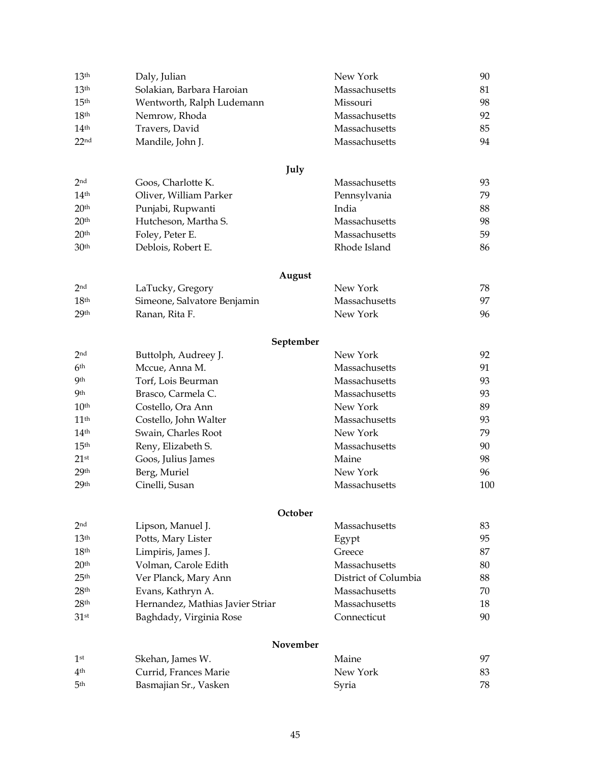| | | | |
|---|---|---|---|
| 13th | Daly, Julian | New York | 90 |
| 13th | Solakian, Barbara Haroian | Massachusetts | 81 |
| 15th | Wentworth, Ralph Ludemann | Missouri | 98 |
| 18th | Nemrow, Rhoda | Massachusetts | 92 |
| 14th | Travers, David | Massachusetts | 85 |
| 22nd | Mandile, John J. | Massachusetts | 94 |

**July**

| | | | |
|---|---|---|---|
| 2nd | Goos, Charlotte K. | Massachusetts | 93 |
| 14th | Oliver, William Parker | Pennsylvania | 79 |
| 20th | Punjabi, Rupwanti | India | 88 |
| 20th | Hutcheson, Martha S. | Massachusetts | 98 |
| 20th | Foley, Peter E. | Massachusetts | 59 |
| 30th | Deblois, Robert E. | Rhode Island | 86 |

**August**

| | | | |
|---|---|---|---|
| 2nd | LaTucky, Gregory | New York | 78 |
| 18th | Simeone, Salvatore Benjamin | Massachusetts | 97 |
| 29th | Ranan, Rita F. | New York | 96 |

**September**

| | | | |
|---|---|---|---|
| 2nd | Buttolph, Audreey J. | New York | 92 |
| 6th | Mccue, Anna M. | Massachusetts | 91 |
| 9th | Torf, Lois Beurman | Massachusetts | 93 |
| 9th | Brasco, Carmela C. | Massachusetts | 93 |
| 10th | Costello, Ora Ann | New York | 89 |
| 11th | Costello, John Walter | Massachusetts | 93 |
| 14th | Swain, Charles Root | New York | 79 |
| 15th | Reny, Elizabeth S. | Massachusetts | 90 |
| 21st | Goos, Julius James | Maine | 98 |
| 29th | Berg, Muriel | New York | 96 |
| 29th | Cinelli, Susan | Massachusetts | 100 |

**October**

| | | | |
|---|---|---|---|
| 2nd | Lipson, Manuel J. | Massachusetts | 83 |
| 13th | Potts, Mary Lister | Egypt | 95 |
| 18th | Limpiris, James J. | Greece | 87 |
| 20th | Volman, Carole Edith | Massachusetts | 80 |
| 25th | Ver Planck, Mary Ann | District of Columbia | 88 |
| 28th | Evans, Kathryn A. | Massachusetts | 70 |
| 28th | Hernandez, Mathias Javier Striar | Massachusetts | 18 |
| 31st | Baghdady, Virginia Rose | Connecticut | 90 |

**November**

| | | | |
|---|---|---|---|
| 1st | Skehan, James W. | Maine | 97 |
| 4th | Currid, Frances Marie | New York | 83 |
| 5th | Basmajian Sr., Vasken | Syria | 78 |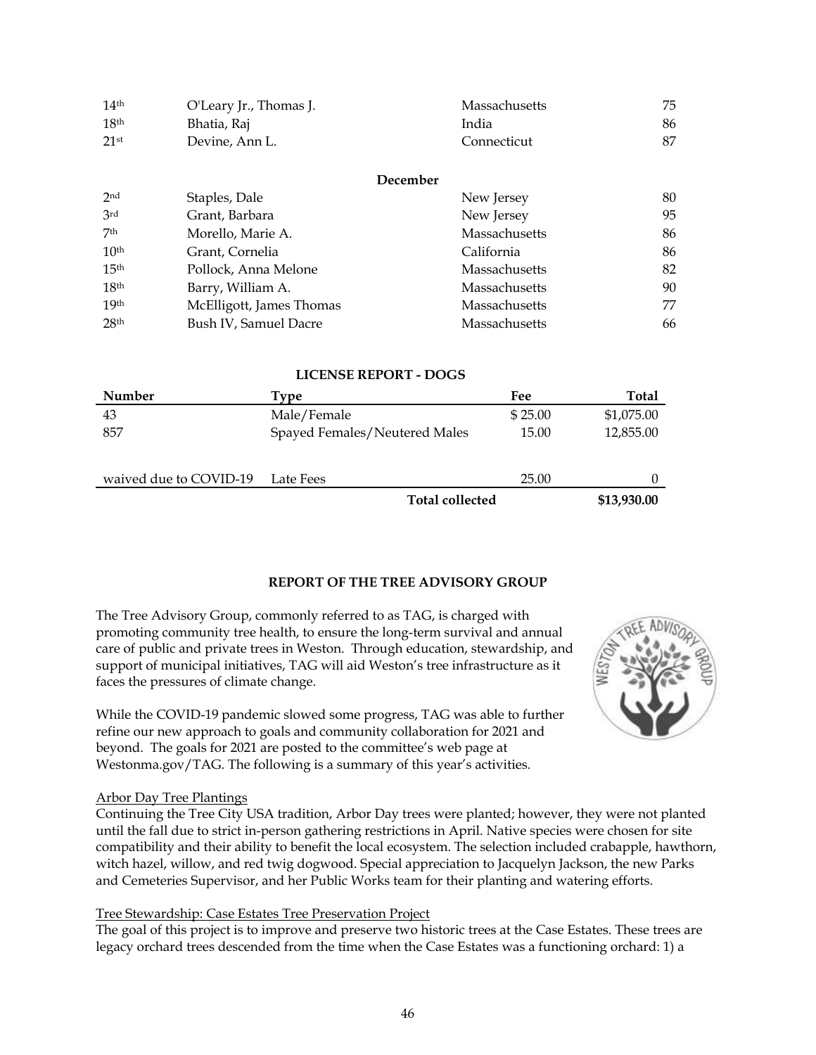| | | | |
|---|---|---|---|
| 14th | O'Leary Jr., Thomas J. | Massachusetts | 75 |
| 18th | Bhatia, Raj | India | 86 |
| 21st | Devine, Ann L. | Connecticut | 87 |

**December**

| | | | |
|---|---|---|---|
| 2nd | Staples, Dale | New Jersey | 80 |
| 3rd | Grant, Barbara | New Jersey | 95 |
| 7th | Morello, Marie A. | Massachusetts | 86 |
| 10th | Grant, Cornelia | California | 86 |
| 15th | Pollock, Anna Melone | Massachusetts | 82 |
| 18th | Barry, William A. | Massachusetts | 90 |
| 19th | McElligott, James Thomas | Massachusetts | 77 |
| 28th | Bush IV, Samuel Dacre | Massachusetts | 66 |

**LICENSE REPORT - DOGS**

| Number | Type | Fee | Total |
|---|---|---|---|
| 43 | Male/Female | $ 25.00 | $1,075.00 |
| 857 | Spayed Females/Neutered Males | 15.00 | 12,855.00 |
| waived due to COVID-19 | Late Fees | 25.00 | 0 |
| | **Total collected** | | **$13,930.00** |

## REPORT OF THE TREE ADVISORY GROUP

The Tree Advisory Group, commonly referred to as TAG, is charged with promoting community tree health, to ensure the long-term survival and annual care of public and private trees in Weston. Through education, stewardship, and support of municipal initiatives, TAG will aid Weston's tree infrastructure as it faces the pressures of climate change.

While the COVID-19 pandemic slowed some progress, TAG was able to further refine our new approach to goals and community collaboration for 2021 and beyond. The goals for 2021 are posted to the committee's web page at Westonma.gov/TAG. The following is a summary of this year's activities.

Arbor Day Tree Plantings

Continuing the Tree City USA tradition, Arbor Day trees were planted; however, they were not planted until the fall due to strict in-person gathering restrictions in April. Native species were chosen for site compatibility and their ability to benefit the local ecosystem. The selection included crabapple, hawthorn, witch hazel, willow, and red twig dogwood. Special appreciation to Jacquelyn Jackson, the new Parks and Cemeteries Supervisor, and her Public Works team for their planting and watering efforts.

Tree Stewardship: Case Estates Tree Preservation Project

The goal of this project is to improve and preserve two historic trees at the Case Estates. These trees are legacy orchard trees descended from the time when the Case Estates was a functioning orchard: 1) a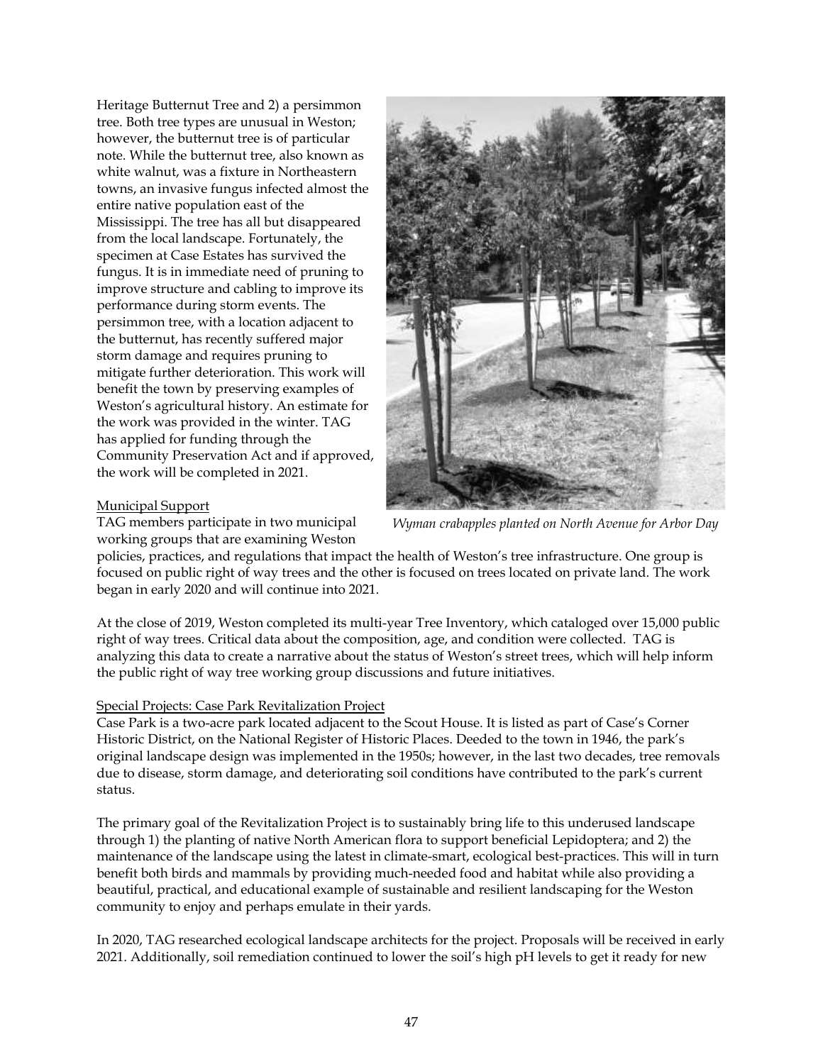Heritage Butternut Tree and 2) a persimmon tree. Both tree types are unusual in Weston; however, the butternut tree is of particular note. While the butternut tree, also known as white walnut, was a fixture in Northeastern towns, an invasive fungus infected almost the entire native population east of the Mississippi. The tree has all but disappeared from the local landscape. Fortunately, the specimen at Case Estates has survived the fungus. It is in immediate need of pruning to improve structure and cabling to improve its performance during storm events. The persimmon tree, with a location adjacent to the butternut, has recently suffered major storm damage and requires pruning to mitigate further deterioration. This work will benefit the town by preserving examples of Weston's agricultural history. An estimate for the work was provided in the winter. TAG has applied for funding through the Community Preservation Act and if approved, the work will be completed in 2021.

*Wyman crabapples planted on North Avenue for Arbor Day*

Municipal Support

TAG members participate in two municipal working groups that are examining Weston policies, practices, and regulations that impact the health of Weston's tree infrastructure. One group is focused on public right of way trees and the other is focused on trees located on private land. The work began in early 2020 and will continue into 2021.

At the close of 2019, Weston completed its multi-year Tree Inventory, which cataloged over 15,000 public right of way trees. Critical data about the composition, age, and condition were collected. TAG is analyzing this data to create a narrative about the status of Weston's street trees, which will help inform the public right of way tree working group discussions and future initiatives.

Special Projects: Case Park Revitalization Project

Case Park is a two-acre park located adjacent to the Scout House. It is listed as part of Case's Corner Historic District, on the National Register of Historic Places. Deeded to the town in 1946, the park's original landscape design was implemented in the 1950s; however, in the last two decades, tree removals due to disease, storm damage, and deteriorating soil conditions have contributed to the park's current status.

The primary goal of the Revitalization Project is to sustainably bring life to this underused landscape through 1) the planting of native North American flora to support beneficial Lepidoptera; and 2) the maintenance of the landscape using the latest in climate-smart, ecological best-practices. This will in turn benefit both birds and mammals by providing much-needed food and habitat while also providing a beautiful, practical, and educational example of sustainable and resilient landscaping for the Weston community to enjoy and perhaps emulate in their yards.

In 2020, TAG researched ecological landscape architects for the project. Proposals will be received in early 2021. Additionally, soil remediation continued to lower the soil's high pH levels to get it ready for new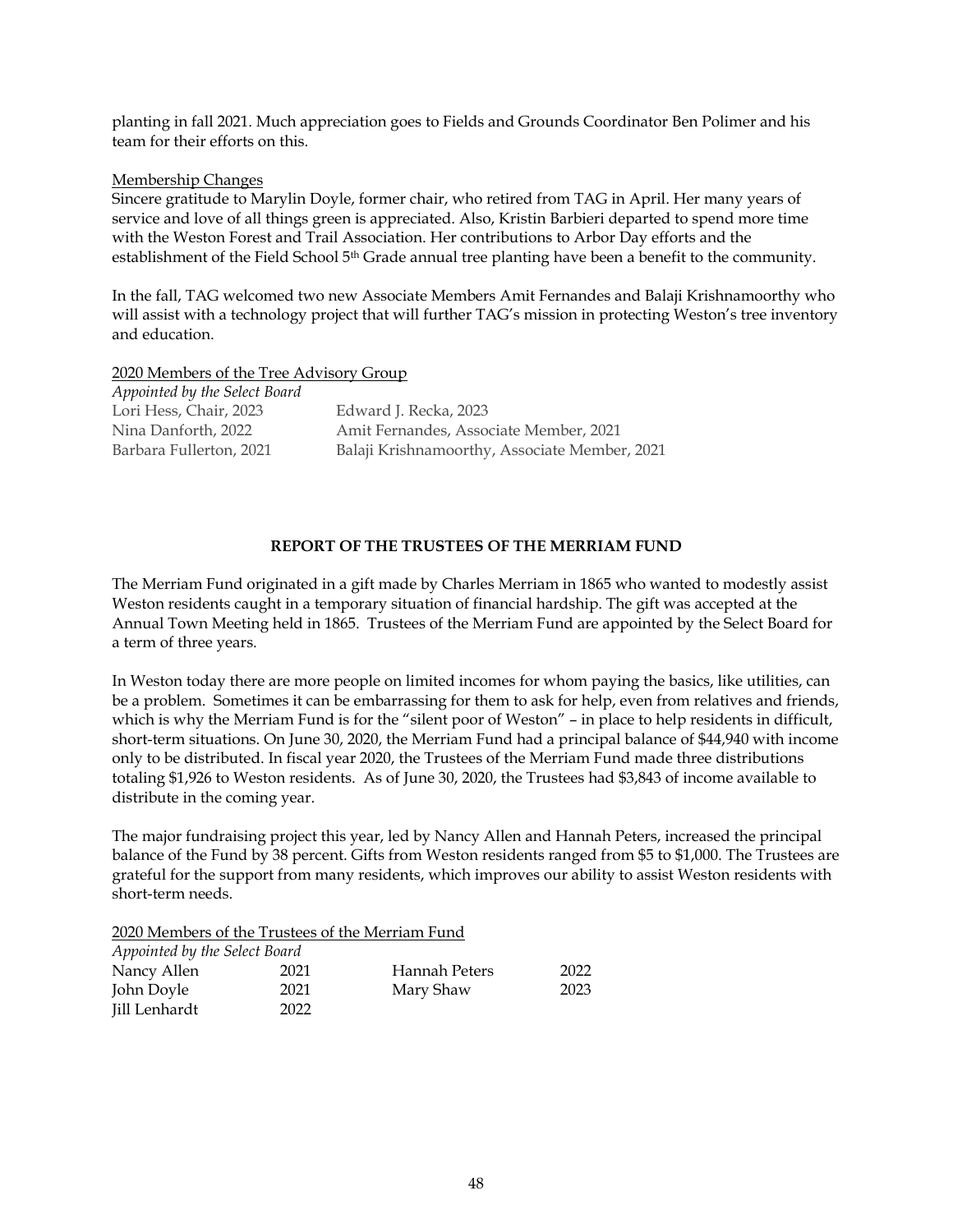planting in fall 2021. Much appreciation goes to Fields and Grounds Coordinator Ben Polimer and his team for their efforts on this.

Membership Changes

Sincere gratitude to Marylin Doyle, former chair, who retired from TAG in April. Her many years of service and love of all things green is appreciated. Also, Kristin Barbieri departed to spend more time with the Weston Forest and Trail Association. Her contributions to Arbor Day efforts and the establishment of the Field School 5th Grade annual tree planting have been a benefit to the community.

In the fall, TAG welcomed two new Associate Members Amit Fernandes and Balaji Krishnamoorthy who will assist with a technology project that will further TAG's mission in protecting Weston's tree inventory and education.

2020 Members of the Tree Advisory Group

*Appointed by the Select Board*

| | |
|---|---|
| Lori Hess, Chair, 2023 | Edward J. Recka, 2023 |
| Nina Danforth, 2022 | Amit Fernandes, Associate Member, 2021 |
| Barbara Fullerton, 2021 | Balaji Krishnamoorthy, Associate Member, 2021 |

## REPORT OF THE TRUSTEES OF THE MERRIAM FUND

The Merriam Fund originated in a gift made by Charles Merriam in 1865 who wanted to modestly assist Weston residents caught in a temporary situation of financial hardship. The gift was accepted at the Annual Town Meeting held in 1865. Trustees of the Merriam Fund are appointed by the Select Board for a term of three years.

In Weston today there are more people on limited incomes for whom paying the basics, like utilities, can be a problem. Sometimes it can be embarrassing for them to ask for help, even from relatives and friends, which is why the Merriam Fund is for the "silent poor of Weston" – in place to help residents in difficult, short-term situations. On June 30, 2020, the Merriam Fund had a principal balance of $44,940 with income only to be distributed. In fiscal year 2020, the Trustees of the Merriam Fund made three distributions totaling $1,926 to Weston residents. As of June 30, 2020, the Trustees had $3,843 of income available to distribute in the coming year.

The major fundraising project this year, led by Nancy Allen and Hannah Peters, increased the principal balance of the Fund by 38 percent. Gifts from Weston residents ranged from $5 to $1,000. The Trustees are grateful for the support from many residents, which improves our ability to assist Weston residents with short-term needs.

2020 Members of the Trustees of the Merriam Fund

*Appointed by the Select Board*

| | | | |
|---|---|---|---|
| Nancy Allen | 2021 | Hannah Peters | 2022 |
| John Doyle | 2021 | Mary Shaw | 2023 |
| Jill Lenhardt | 2022 | | |